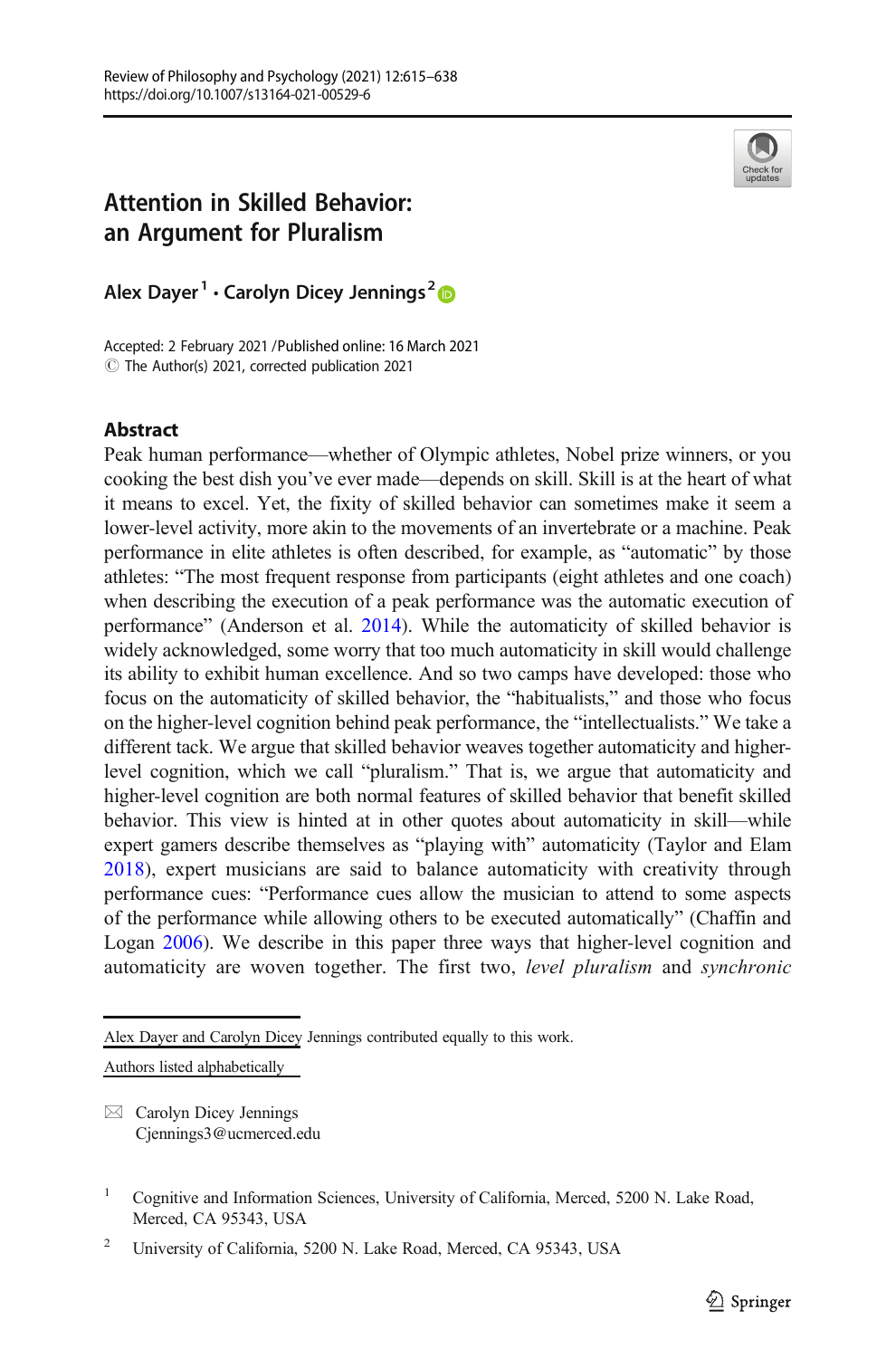# Attention in Skilled Behavior: an Argument for Pluralism

**Alex Dayer**[1] **· Carolyn Dicey Jennings**[2]

Accepted: 2 February 2021 /Published online: 16 March 2021
© The Author(s) 2021, corrected publication 2021

## Abstract

Peak human performance—whether of Olympic athletes, Nobel prize winners, or you cooking the best dish you've ever made—depends on skill. Skill is at the heart of what it means to excel. Yet, the fixity of skilled behavior can sometimes make it seem a lower-level activity, more akin to the movements of an invertebrate or a machine. Peak performance in elite athletes is often described, for example, as "automatic" by those athletes: "The most frequent response from participants (eight athletes and one coach) when describing the execution of a peak performance was the automatic execution of performance" (Anderson et al. 2014). While the automaticity of skilled behavior is widely acknowledged, some worry that too much automaticity in skill would challenge its ability to exhibit human excellence. And so two camps have developed: those who focus on the automaticity of skilled behavior, the "habitualists," and those who focus on the higher-level cognition behind peak performance, the "intellectualists." We take a different tack. We argue that skilled behavior weaves together automaticity and higher-level cognition, which we call "pluralism." That is, we argue that automaticity and higher-level cognition are both normal features of skilled behavior that benefit skilled behavior. This view is hinted at in other quotes about automaticity in skill—while expert gamers describe themselves as "playing with" automaticity (Taylor and Elam 2018), expert musicians are said to balance automaticity with creativity through performance cues: "Performance cues allow the musician to attend to some aspects of the performance while allowing others to be executed automatically" (Chaffin and Logan 2006). We describe in this paper three ways that higher-level cognition and automaticity are woven together. The first two, *level pluralism* and *synchronic*

---

Alex Dayer and Carolyn Dicey Jennings contributed equally to this work.

Authors listed alphabetically

✉ Carolyn Dicey Jennings
Cjennings3@ucmerced.edu

[1] Cognitive and Information Sciences, University of California, Merced, 5200 N. Lake Road, Merced, CA 95343, USA

[2] University of California, 5200 N. Lake Road, Merced, CA 95343, USA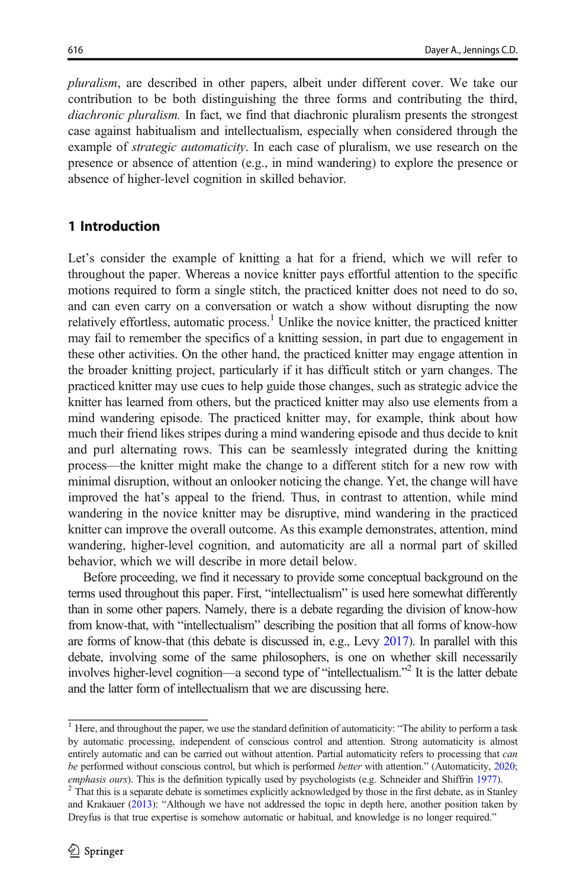*pluralism*, are described in other papers, albeit under different cover. We take our contribution to be both distinguishing the three forms and contributing the third, *diachronic pluralism.* In fact, we find that diachronic pluralism presents the strongest case against habitualism and intellectualism, especially when considered through the example of *strategic automaticity*. In each case of pluralism, we use research on the presence or absence of attention (e.g., in mind wandering) to explore the presence or absence of higher-level cognition in skilled behavior.

## 1 Introduction

Let's consider the example of knitting a hat for a friend, which we will refer to throughout the paper. Whereas a novice knitter pays effortful attention to the specific motions required to form a single stitch, the practiced knitter does not need to do so, and can even carry on a conversation or watch a show without disrupting the now relatively effortless, automatic process.[1] Unlike the novice knitter, the practiced knitter may fail to remember the specifics of a knitting session, in part due to engagement in these other activities. On the other hand, the practiced knitter may engage attention in the broader knitting project, particularly if it has difficult stitch or yarn changes. The practiced knitter may use cues to help guide those changes, such as strategic advice the knitter has learned from others, but the practiced knitter may also use elements from a mind wandering episode. The practiced knitter may, for example, think about how much their friend likes stripes during a mind wandering episode and thus decide to knit and purl alternating rows. This can be seamlessly integrated during the knitting process—the knitter might make the change to a different stitch for a new row with minimal disruption, without an onlooker noticing the change. Yet, the change will have improved the hat's appeal to the friend. Thus, in contrast to attention, while mind wandering in the novice knitter may be disruptive, mind wandering in the practiced knitter can improve the overall outcome. As this example demonstrates, attention, mind wandering, higher-level cognition, and automaticity are all a normal part of skilled behavior, which we will describe in more detail below.

Before proceeding, we find it necessary to provide some conceptual background on the terms used throughout this paper. First, "intellectualism" is used here somewhat differently than in some other papers. Namely, there is a debate regarding the division of know-how from know-that, with "intellectualism" describing the position that all forms of know-how are forms of know-that (this debate is discussed in, e.g., Levy 2017). In parallel with this debate, involving some of the same philosophers, is one on whether skill necessarily involves higher-level cognition—a second type of "intellectualism."[2] It is the latter debate and the latter form of intellectualism that we are discussing here.

---

[1] Here, and throughout the paper, we use the standard definition of automaticity: "The ability to perform a task by automatic processing, independent of conscious control and attention. Strong automaticity is almost entirely automatic and can be carried out without attention. Partial automaticity refers to processing that *can be* performed without conscious control, but which is performed *better* with attention." (Automaticity, 2020; *emphasis ours*). This is the definition typically used by psychologists (e.g. Schneider and Shiffrin 1977).

[2] That this is a separate debate is sometimes explicitly acknowledged by those in the first debate, as in Stanley and Krakauer (2013): "Although we have not addressed the topic in depth here, another position taken by Dreyfus is that true expertise is somehow automatic or habitual, and knowledge is no longer required."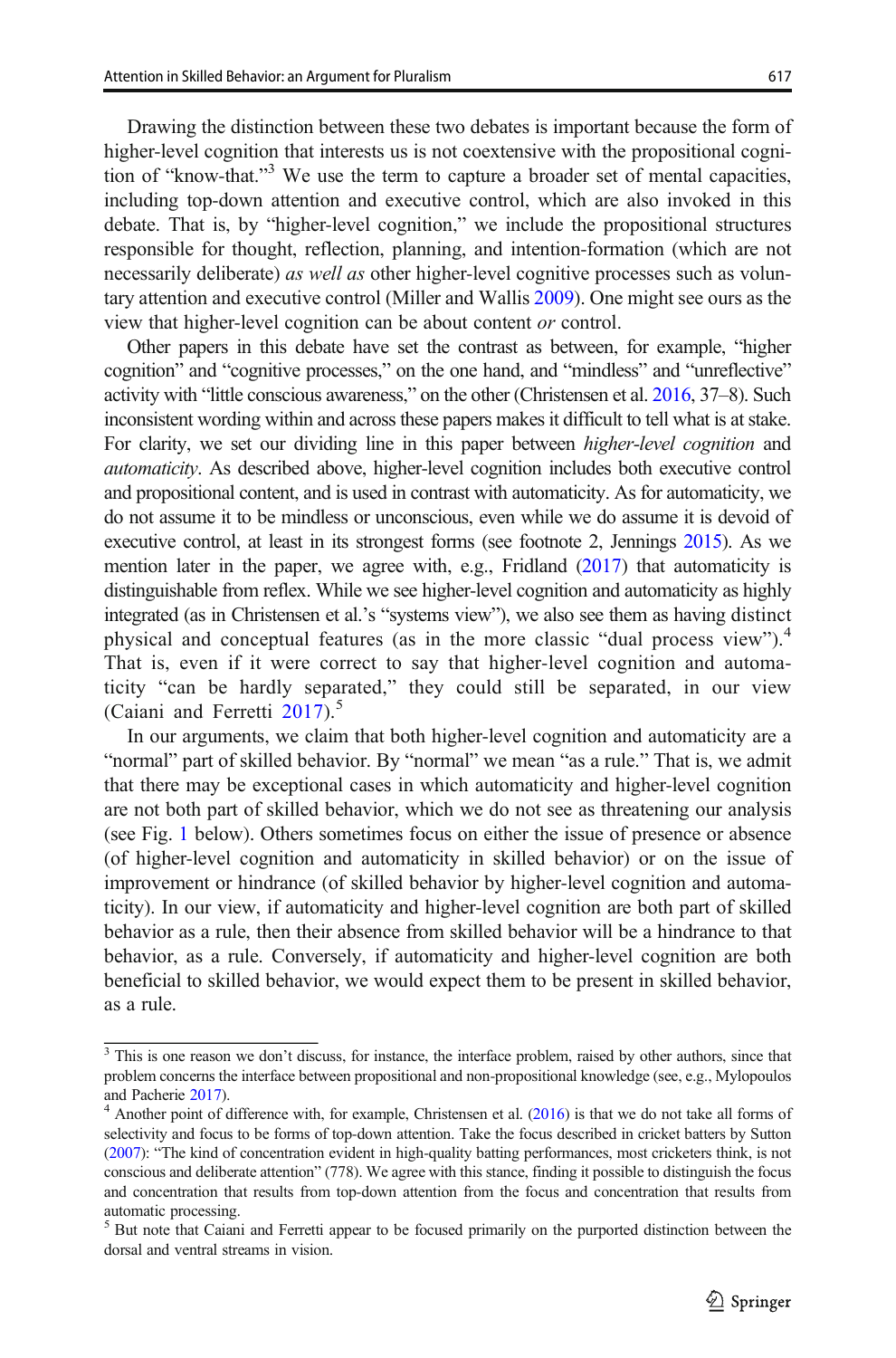Drawing the distinction between these two debates is important because the form of higher-level cognition that interests us is not coextensive with the propositional cognition of "know-that."[3] We use the term to capture a broader set of mental capacities, including top-down attention and executive control, which are also invoked in this debate. That is, by "higher-level cognition," we include the propositional structures responsible for thought, reflection, planning, and intention-formation (which are not necessarily deliberate) *as well as* other higher-level cognitive processes such as voluntary attention and executive control (Miller and Wallis 2009). One might see ours as the view that higher-level cognition can be about content *or* control.

Other papers in this debate have set the contrast as between, for example, "higher cognition" and "cognitive processes," on the one hand, and "mindless" and "unreflective" activity with "little conscious awareness," on the other (Christensen et al. 2016, 37–8). Such inconsistent wording within and across these papers makes it difficult to tell what is at stake. For clarity, we set our dividing line in this paper between *higher-level cognition* and *automaticity*. As described above, higher-level cognition includes both executive control and propositional content, and is used in contrast with automaticity. As for automaticity, we do not assume it to be mindless or unconscious, even while we do assume it is devoid of executive control, at least in its strongest forms (see footnote 2, Jennings 2015). As we mention later in the paper, we agree with, e.g., Fridland (2017) that automaticity is distinguishable from reflex. While we see higher-level cognition and automaticity as highly integrated (as in Christensen et al.'s "systems view"), we also see them as having distinct physical and conceptual features (as in the more classic "dual process view").[4] That is, even if it were correct to say that higher-level cognition and automaticity "can be hardly separated," they could still be separated, in our view (Caiani and Ferretti 2017).[5]

In our arguments, we claim that both higher-level cognition and automaticity are a "normal" part of skilled behavior. By "normal" we mean "as a rule." That is, we admit that there may be exceptional cases in which automaticity and higher-level cognition are not both part of skilled behavior, which we do not see as threatening our analysis (see Fig. 1 below). Others sometimes focus on either the issue of presence or absence (of higher-level cognition and automaticity in skilled behavior) or on the issue of improvement or hindrance (of skilled behavior by higher-level cognition and automaticity). In our view, if automaticity and higher-level cognition are both part of skilled behavior as a rule, then their absence from skilled behavior will be a hindrance to that behavior, as a rule. Conversely, if automaticity and higher-level cognition are both beneficial to skilled behavior, we would expect them to be present in skilled behavior, as a rule.

---

[3] This is one reason we don't discuss, for instance, the interface problem, raised by other authors, since that problem concerns the interface between propositional and non-propositional knowledge (see, e.g., Mylopoulos and Pacherie 2017).

[4] Another point of difference with, for example, Christensen et al. (2016) is that we do not take all forms of selectivity and focus to be forms of top-down attention. Take the focus described in cricket batters by Sutton (2007): "The kind of concentration evident in high-quality batting performances, most cricketers think, is not conscious and deliberate attention" (778). We agree with this stance, finding it possible to distinguish the focus and concentration that results from top-down attention from the focus and concentration that results from automatic processing.

[5] But note that Caiani and Ferretti appear to be focused primarily on the purported distinction between the dorsal and ventral streams in vision.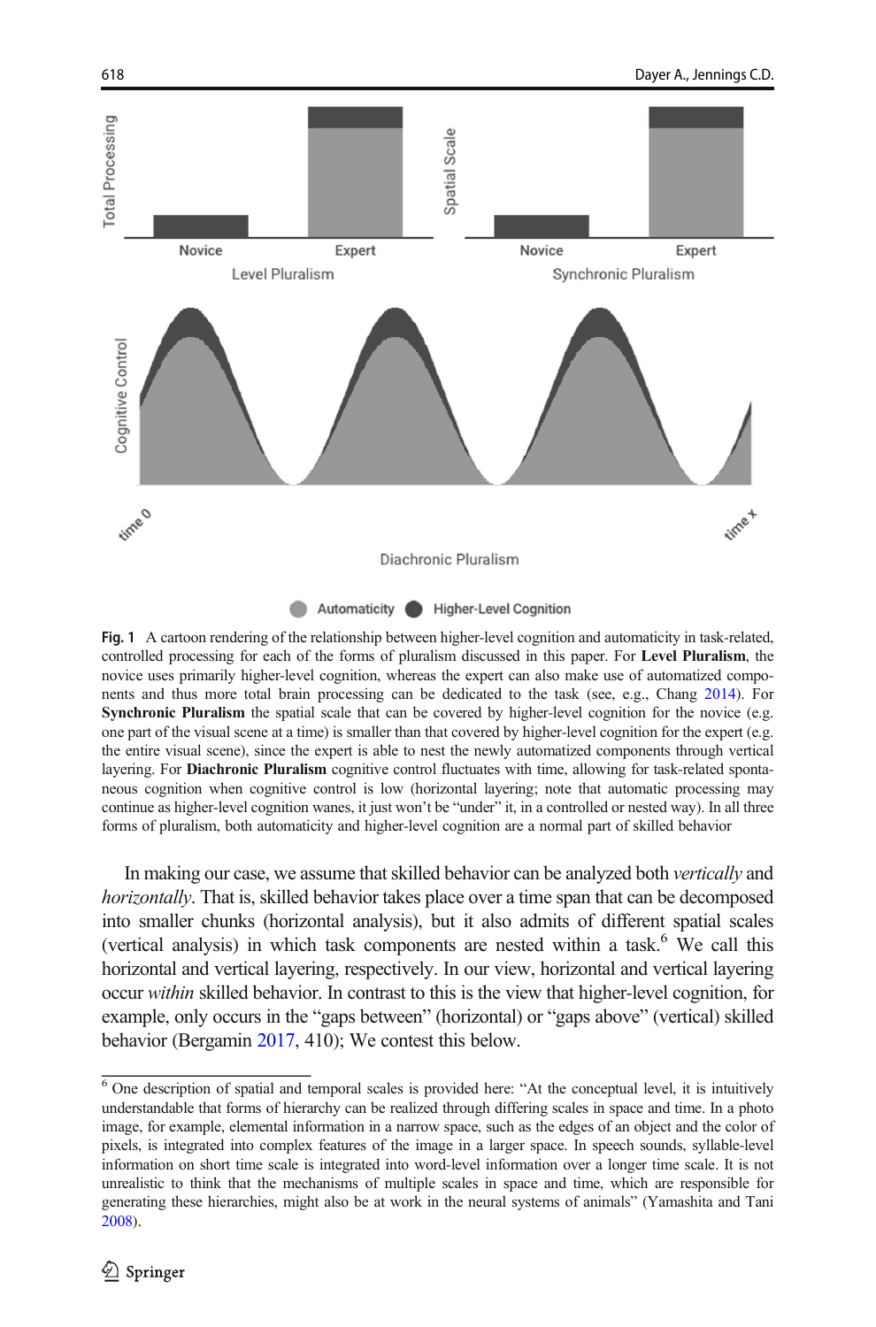**Fig. 1** A cartoon rendering of the relationship between higher-level cognition and automaticity in task-related, controlled processing for each of the forms of pluralism discussed in this paper. For **Level Pluralism**, the novice uses primarily higher-level cognition, whereas the expert can also make use of automatized components and thus more total brain processing can be dedicated to the task (see, e.g., Chang 2014). For **Synchronic Pluralism** the spatial scale that can be covered by higher-level cognition for the novice (e.g. one part of the visual scene at a time) is smaller than that covered by higher-level cognition for the expert (e.g. the entire visual scene), since the expert is able to nest the newly automatized components through vertical layering. For **Diachronic Pluralism** cognitive control fluctuates with time, allowing for task-related spontaneous cognition when cognitive control is low (horizontal layering; note that automatic processing may continue as higher-level cognition wanes, it just won't be "under" it, in a controlled or nested way). In all three forms of pluralism, both automaticity and higher-level cognition are a normal part of skilled behavior

In making our case, we assume that skilled behavior can be analyzed both *vertically* and *horizontally*. That is, skilled behavior takes place over a time span that can be decomposed into smaller chunks (horizontal analysis), but it also admits of different spatial scales (vertical analysis) in which task components are nested within a task.[6] We call this horizontal and vertical layering, respectively. In our view, horizontal and vertical layering occur *within* skilled behavior. In contrast to this is the view that higher-level cognition, for example, only occurs in the "gaps between" (horizontal) or "gaps above" (vertical) skilled behavior (Bergamin 2017, 410); We contest this below.

[6] One description of spatial and temporal scales is provided here: "At the conceptual level, it is intuitively understandable that forms of hierarchy can be realized through differing scales in space and time. In a photo image, for example, elemental information in a narrow space, such as the edges of an object and the color of pixels, is integrated into complex features of the image in a larger space. In speech sounds, syllable-level information on short time scale is integrated into word-level information over a longer time scale. It is not unrealistic to think that the mechanisms of multiple scales in space and time, which are responsible for generating these hierarchies, might also be at work in the neural systems of animals" (Yamashita and Tani 2008).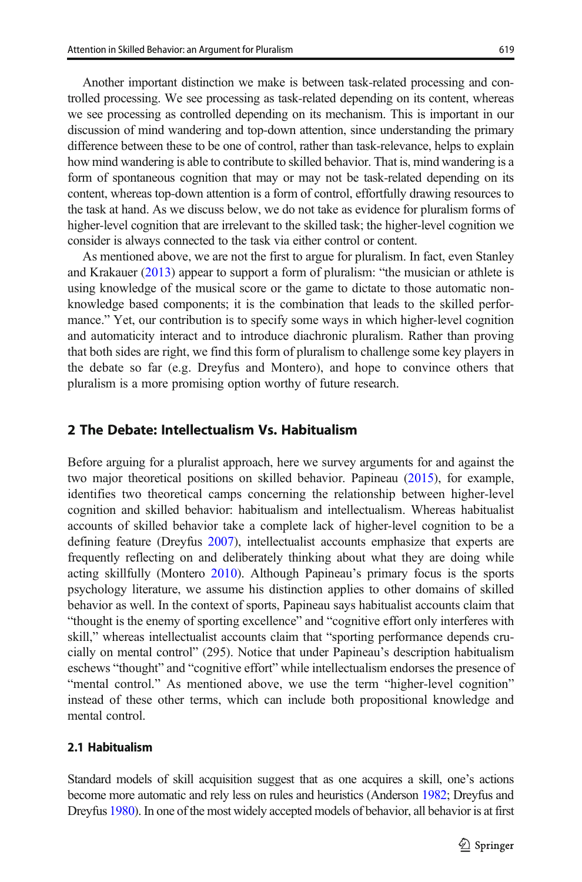Another important distinction we make is between task-related processing and controlled processing. We see processing as task-related depending on its content, whereas we see processing as controlled depending on its mechanism. This is important in our discussion of mind wandering and top-down attention, since understanding the primary difference between these to be one of control, rather than task-relevance, helps to explain how mind wandering is able to contribute to skilled behavior. That is, mind wandering is a form of spontaneous cognition that may or may not be task-related depending on its content, whereas top-down attention is a form of control, effortfully drawing resources to the task at hand. As we discuss below, we do not take as evidence for pluralism forms of higher-level cognition that are irrelevant to the skilled task; the higher-level cognition we consider is always connected to the task via either control or content.

As mentioned above, we are not the first to argue for pluralism. In fact, even Stanley and Krakauer (2013) appear to support a form of pluralism: "the musician or athlete is using knowledge of the musical score or the game to dictate to those automatic non-knowledge based components; it is the combination that leads to the skilled performance." Yet, our contribution is to specify some ways in which higher-level cognition and automaticity interact and to introduce diachronic pluralism. Rather than proving that both sides are right, we find this form of pluralism to challenge some key players in the debate so far (e.g. Dreyfus and Montero), and hope to convince others that pluralism is a more promising option worthy of future research.

## 2 The Debate: Intellectualism Vs. Habitualism

Before arguing for a pluralist approach, here we survey arguments for and against the two major theoretical positions on skilled behavior. Papineau (2015), for example, identifies two theoretical camps concerning the relationship between higher-level cognition and skilled behavior: habitualism and intellectualism. Whereas habitualist accounts of skilled behavior take a complete lack of higher-level cognition to be a defining feature (Dreyfus 2007), intellectualist accounts emphasize that experts are frequently reflecting on and deliberately thinking about what they are doing while acting skillfully (Montero 2010). Although Papineau's primary focus is the sports psychology literature, we assume his distinction applies to other domains of skilled behavior as well. In the context of sports, Papineau says habitualist accounts claim that "thought is the enemy of sporting excellence" and "cognitive effort only interferes with skill," whereas intellectualist accounts claim that "sporting performance depends crucially on mental control" (295). Notice that under Papineau's description habitualism eschews "thought" and "cognitive effort" while intellectualism endorses the presence of "mental control." As mentioned above, we use the term "higher-level cognition" instead of these other terms, which can include both propositional knowledge and mental control.

### 2.1 Habitualism

Standard models of skill acquisition suggest that as one acquires a skill, one's actions become more automatic and rely less on rules and heuristics (Anderson 1982; Dreyfus and Dreyfus 1980). In one of the most widely accepted models of behavior, all behavior is at first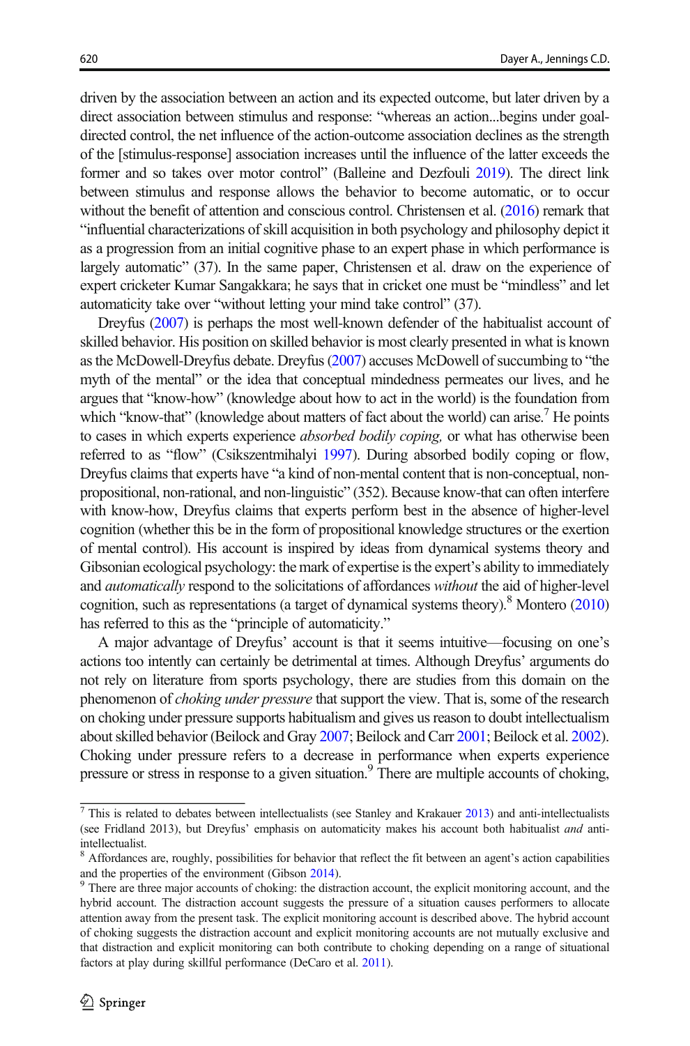driven by the association between an action and its expected outcome, but later driven by a direct association between stimulus and response: "whereas an action...begins under goal-directed control, the net influence of the action-outcome association declines as the strength of the [stimulus-response] association increases until the influence of the latter exceeds the former and so takes over motor control" (Balleine and Dezfouli 2019). The direct link between stimulus and response allows the behavior to become automatic, or to occur without the benefit of attention and conscious control. Christensen et al. (2016) remark that "influential characterizations of skill acquisition in both psychology and philosophy depict it as a progression from an initial cognitive phase to an expert phase in which performance is largely automatic" (37). In the same paper, Christensen et al. draw on the experience of expert cricketer Kumar Sangakkara; he says that in cricket one must be "mindless" and let automaticity take over "without letting your mind take control" (37).

Dreyfus (2007) is perhaps the most well-known defender of the habitualist account of skilled behavior. His position on skilled behavior is most clearly presented in what is known as the McDowell-Dreyfus debate. Dreyfus (2007) accuses McDowell of succumbing to "the myth of the mental" or the idea that conceptual mindedness permeates our lives, and he argues that "know-how" (knowledge about how to act in the world) is the foundation from which "know-that" (knowledge about matters of fact about the world) can arise.[7] He points to cases in which experts experience *absorbed bodily coping,* or what has otherwise been referred to as "flow" (Csikszentmihalyi 1997). During absorbed bodily coping or flow, Dreyfus claims that experts have "a kind of non-mental content that is non-conceptual, non-propositional, non-rational, and non-linguistic" (352). Because know-that can often interfere with know-how, Dreyfus claims that experts perform best in the absence of higher-level cognition (whether this be in the form of propositional knowledge structures or the exertion of mental control). His account is inspired by ideas from dynamical systems theory and Gibsonian ecological psychology: the mark of expertise is the expert's ability to immediately and *automatically* respond to the solicitations of affordances *without* the aid of higher-level cognition, such as representations (a target of dynamical systems theory).[8] Montero (2010) has referred to this as the "principle of automaticity."

A major advantage of Dreyfus' account is that it seems intuitive—focusing on one's actions too intently can certainly be detrimental at times. Although Dreyfus' arguments do not rely on literature from sports psychology, there are studies from this domain on the phenomenon of *choking under pressure* that support the view. That is, some of the research on choking under pressure supports habitualism and gives us reason to doubt intellectualism about skilled behavior (Beilock and Gray 2007; Beilock and Carr 2001; Beilock et al. 2002). Choking under pressure refers to a decrease in performance when experts experience pressure or stress in response to a given situation.[9] There are multiple accounts of choking,

---

[7] This is related to debates between intellectualists (see Stanley and Krakauer 2013) and anti-intellectualists (see Fridland 2013), but Dreyfus' emphasis on automaticity makes his account both habitualist *and* anti-intellectualist.

[8] Affordances are, roughly, possibilities for behavior that reflect the fit between an agent's action capabilities and the properties of the environment (Gibson 2014).

[9] There are three major accounts of choking: the distraction account, the explicit monitoring account, and the hybrid account. The distraction account suggests the pressure of a situation causes performers to allocate attention away from the present task. The explicit monitoring account is described above. The hybrid account of choking suggests the distraction account and explicit monitoring accounts are not mutually exclusive and that distraction and explicit monitoring can both contribute to choking depending on a range of situational factors at play during skillful performance (DeCaro et al. 2011).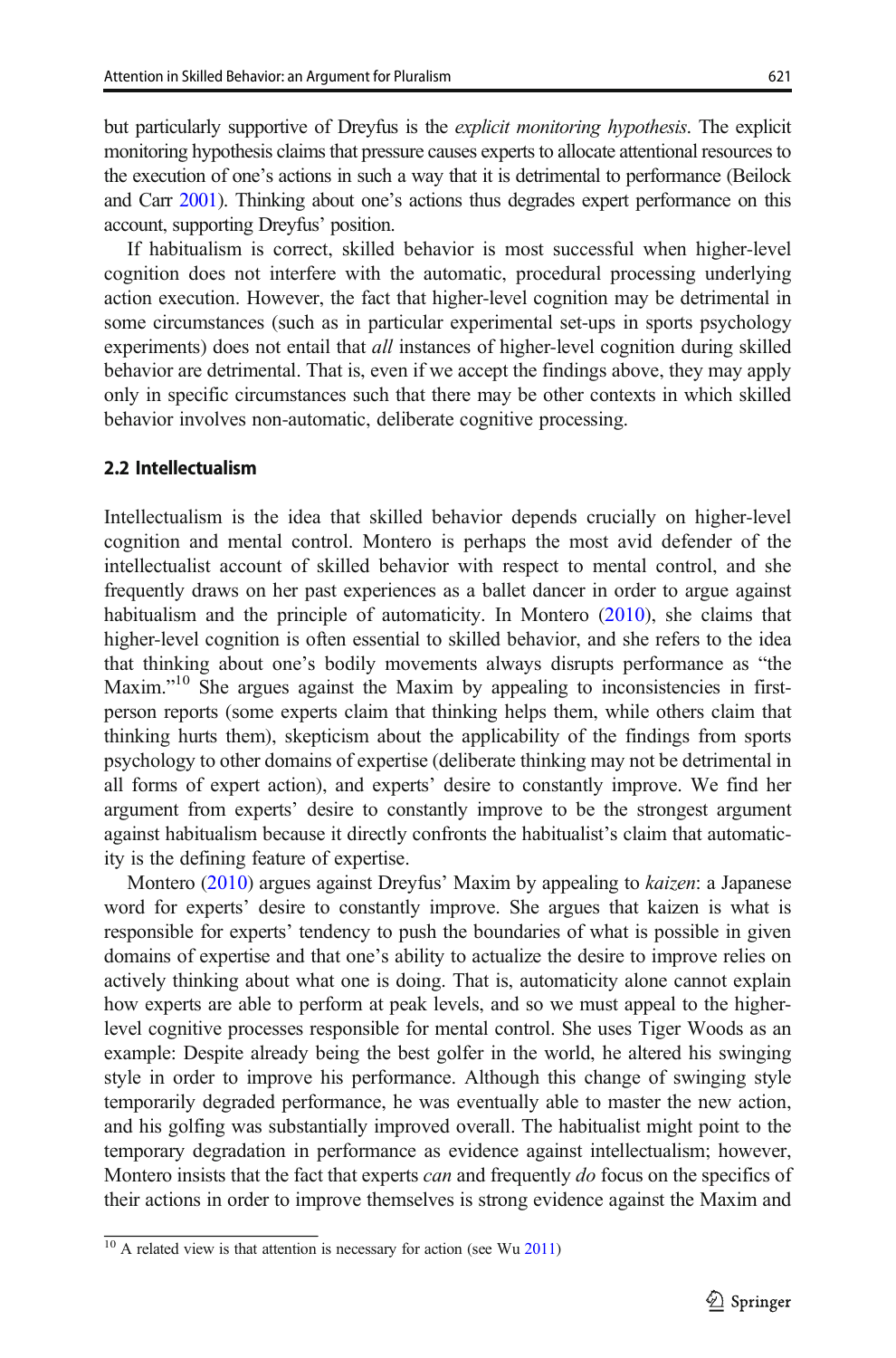but particularly supportive of Dreyfus is the *explicit monitoring hypothesis*. The explicit monitoring hypothesis claims that pressure causes experts to allocate attentional resources to the execution of one's actions in such a way that it is detrimental to performance (Beilock and Carr 2001). Thinking about one's actions thus degrades expert performance on this account, supporting Dreyfus' position.

If habitualism is correct, skilled behavior is most successful when higher-level cognition does not interfere with the automatic, procedural processing underlying action execution. However, the fact that higher-level cognition may be detrimental in some circumstances (such as in particular experimental set-ups in sports psychology experiments) does not entail that *all* instances of higher-level cognition during skilled behavior are detrimental. That is, even if we accept the findings above, they may apply only in specific circumstances such that there may be other contexts in which skilled behavior involves non-automatic, deliberate cognitive processing.

### 2.2 Intellectualism

Intellectualism is the idea that skilled behavior depends crucially on higher-level cognition and mental control. Montero is perhaps the most avid defender of the intellectualist account of skilled behavior with respect to mental control, and she frequently draws on her past experiences as a ballet dancer in order to argue against habitualism and the principle of automaticity. In Montero (2010), she claims that higher-level cognition is often essential to skilled behavior, and she refers to the idea that thinking about one's bodily movements always disrupts performance as "the Maxim."[10] She argues against the Maxim by appealing to inconsistencies in first-person reports (some experts claim that thinking helps them, while others claim that thinking hurts them), skepticism about the applicability of the findings from sports psychology to other domains of expertise (deliberate thinking may not be detrimental in all forms of expert action), and experts' desire to constantly improve. We find her argument from experts' desire to constantly improve to be the strongest argument against habitualism because it directly confronts the habitualist's claim that automaticity is the defining feature of expertise.

Montero (2010) argues against Dreyfus' Maxim by appealing to *kaizen*: a Japanese word for experts' desire to constantly improve. She argues that kaizen is what is responsible for experts' tendency to push the boundaries of what is possible in given domains of expertise and that one's ability to actualize the desire to improve relies on actively thinking about what one is doing. That is, automaticity alone cannot explain how experts are able to perform at peak levels, and so we must appeal to the higher-level cognitive processes responsible for mental control. She uses Tiger Woods as an example: Despite already being the best golfer in the world, he altered his swinging style in order to improve his performance. Although this change of swinging style temporarily degraded performance, he was eventually able to master the new action, and his golfing was substantially improved overall. The habitualist might point to the temporary degradation in performance as evidence against intellectualism; however, Montero insists that the fact that experts *can* and frequently *do* focus on the specifics of their actions in order to improve themselves is strong evidence against the Maxim and

[10] A related view is that attention is necessary for action (see Wu 2011)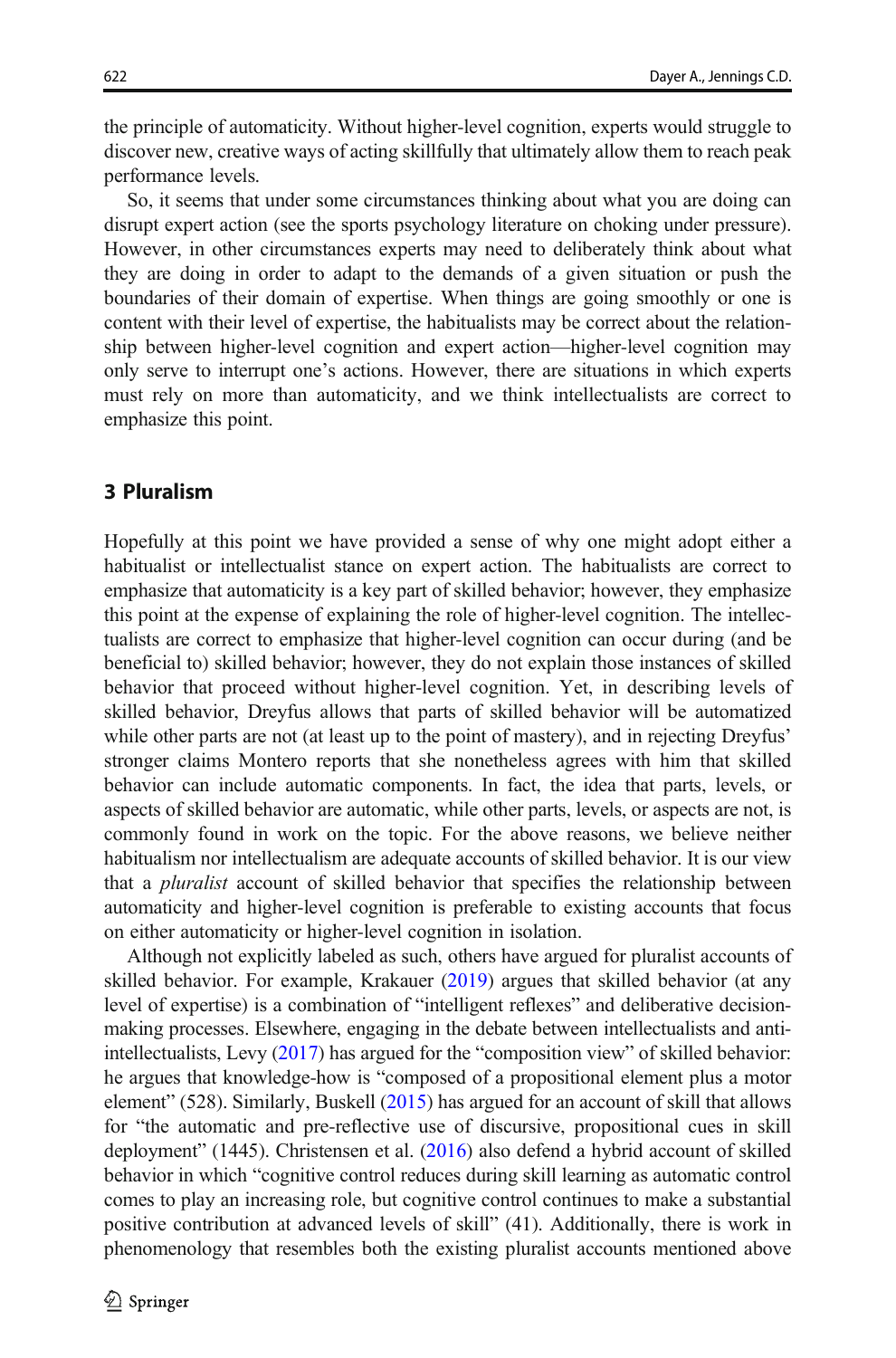the principle of automaticity. Without higher-level cognition, experts would struggle to discover new, creative ways of acting skillfully that ultimately allow them to reach peak performance levels.

So, it seems that under some circumstances thinking about what you are doing can disrupt expert action (see the sports psychology literature on choking under pressure). However, in other circumstances experts may need to deliberately think about what they are doing in order to adapt to the demands of a given situation or push the boundaries of their domain of expertise. When things are going smoothly or one is content with their level of expertise, the habitualists may be correct about the relationship between higher-level cognition and expert action—higher-level cognition may only serve to interrupt one's actions. However, there are situations in which experts must rely on more than automaticity, and we think intellectualists are correct to emphasize this point.

## 3 Pluralism

Hopefully at this point we have provided a sense of why one might adopt either a habitualist or intellectualist stance on expert action. The habitualists are correct to emphasize that automaticity is a key part of skilled behavior; however, they emphasize this point at the expense of explaining the role of higher-level cognition. The intellectualists are correct to emphasize that higher-level cognition can occur during (and be beneficial to) skilled behavior; however, they do not explain those instances of skilled behavior that proceed without higher-level cognition. Yet, in describing levels of skilled behavior, Dreyfus allows that parts of skilled behavior will be automatized while other parts are not (at least up to the point of mastery), and in rejecting Dreyfus' stronger claims Montero reports that she nonetheless agrees with him that skilled behavior can include automatic components. In fact, the idea that parts, levels, or aspects of skilled behavior are automatic, while other parts, levels, or aspects are not, is commonly found in work on the topic. For the above reasons, we believe neither habitualism nor intellectualism are adequate accounts of skilled behavior. It is our view that a *pluralist* account of skilled behavior that specifies the relationship between automaticity and higher-level cognition is preferable to existing accounts that focus on either automaticity or higher-level cognition in isolation.

Although not explicitly labeled as such, others have argued for pluralist accounts of skilled behavior. For example, Krakauer (2019) argues that skilled behavior (at any level of expertise) is a combination of "intelligent reflexes" and deliberative decision-making processes. Elsewhere, engaging in the debate between intellectualists and anti-intellectualists, Levy (2017) has argued for the "composition view" of skilled behavior: he argues that knowledge-how is "composed of a propositional element plus a motor element" (528). Similarly, Buskell (2015) has argued for an account of skill that allows for "the automatic and pre-reflective use of discursive, propositional cues in skill deployment" (1445). Christensen et al. (2016) also defend a hybrid account of skilled behavior in which "cognitive control reduces during skill learning as automatic control comes to play an increasing role, but cognitive control continues to make a substantial positive contribution at advanced levels of skill" (41). Additionally, there is work in phenomenology that resembles both the existing pluralist accounts mentioned above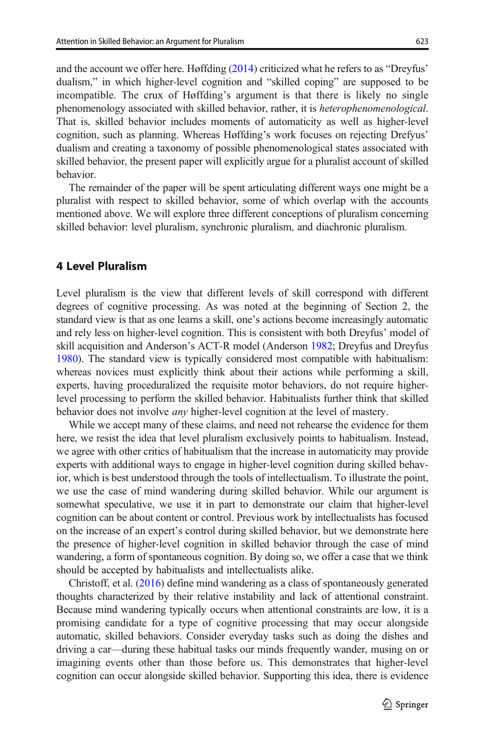and the account we offer here. Høffding (2014) criticized what he refers to as "Dreyfus' dualism," in which higher-level cognition and "skilled coping" are supposed to be incompatible. The crux of Høffding's argument is that there is likely no single phenomenology associated with skilled behavior, rather, it is *heterophenomenological*. That is, skilled behavior includes moments of automaticity as well as higher-level cognition, such as planning. Whereas Høffding's work focuses on rejecting Drefyus' dualism and creating a taxonomy of possible phenomenological states associated with skilled behavior, the present paper will explicitly argue for a pluralist account of skilled behavior.

The remainder of the paper will be spent articulating different ways one might be a pluralist with respect to skilled behavior, some of which overlap with the accounts mentioned above. We will explore three different conceptions of pluralism concerning skilled behavior: level pluralism, synchronic pluralism, and diachronic pluralism.

## 4 Level Pluralism

Level pluralism is the view that different levels of skill correspond with different degrees of cognitive processing. As was noted at the beginning of Section 2, the standard view is that as one learns a skill, one's actions become increasingly automatic and rely less on higher-level cognition. This is consistent with both Dreyfus' model of skill acquisition and Anderson's ACT-R model (Anderson 1982; Dreyfus and Dreyfus 1980). The standard view is typically considered most compatible with habitualism: whereas novices must explicitly think about their actions while performing a skill, experts, having proceduralized the requisite motor behaviors, do not require higher-level processing to perform the skilled behavior. Habitualists further think that skilled behavior does not involve *any* higher-level cognition at the level of mastery.

While we accept many of these claims, and need not rehearse the evidence for them here, we resist the idea that level pluralism exclusively points to habitualism. Instead, we agree with other critics of habitualism that the increase in automaticity may provide experts with additional ways to engage in higher-level cognition during skilled behavior, which is best understood through the tools of intellectualism. To illustrate the point, we use the case of mind wandering during skilled behavior. While our argument is somewhat speculative, we use it in part to demonstrate our claim that higher-level cognition can be about content or control. Previous work by intellectualists has focused on the increase of an expert's control during skilled behavior, but we demonstrate here the presence of higher-level cognition in skilled behavior through the case of mind wandering, a form of spontaneous cognition. By doing so, we offer a case that we think should be accepted by habitualists and intellectualists alike.

Christoff, et al. (2016) define mind wandering as a class of spontaneously generated thoughts characterized by their relative instability and lack of attentional constraint. Because mind wandering typically occurs when attentional constraints are low, it is a promising candidate for a type of cognitive processing that may occur alongside automatic, skilled behaviors. Consider everyday tasks such as doing the dishes and driving a car—during these habitual tasks our minds frequently wander, musing on or imagining events other than those before us. This demonstrates that higher-level cognition can occur alongside skilled behavior. Supporting this idea, there is evidence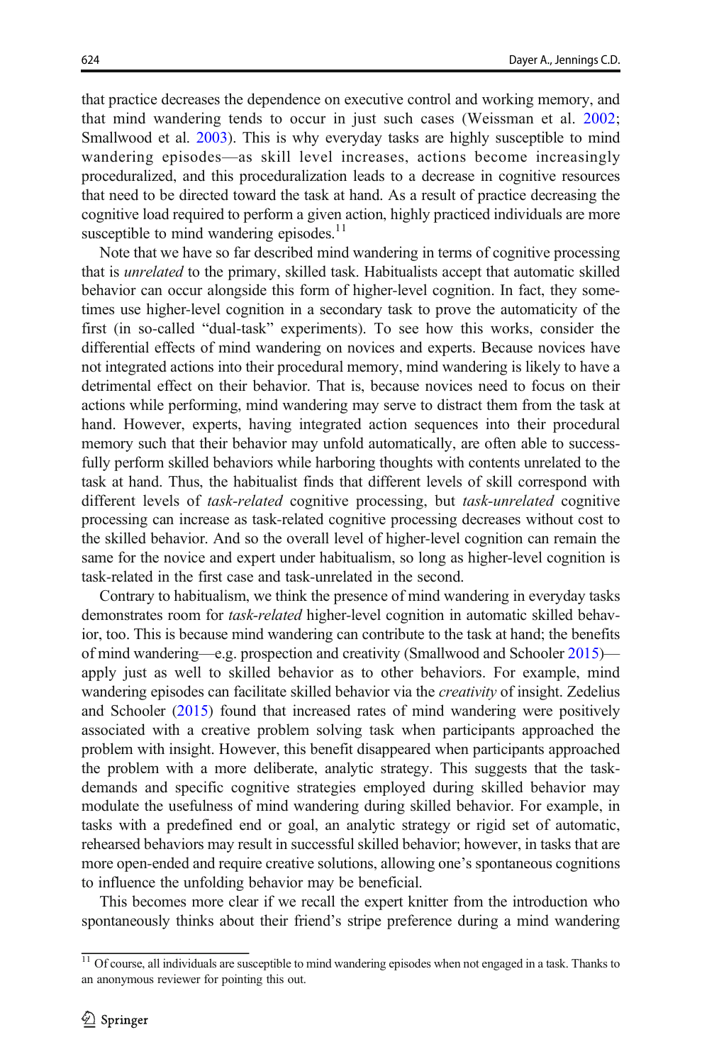that practice decreases the dependence on executive control and working memory, and that mind wandering tends to occur in just such cases (Weissman et al. 2002; Smallwood et al. 2003). This is why everyday tasks are highly susceptible to mind wandering episodes—as skill level increases, actions become increasingly proceduralized, and this proceduralization leads to a decrease in cognitive resources that need to be directed toward the task at hand. As a result of practice decreasing the cognitive load required to perform a given action, highly practiced individuals are more susceptible to mind wandering episodes.[11]

Note that we have so far described mind wandering in terms of cognitive processing that is *unrelated* to the primary, skilled task. Habitualists accept that automatic skilled behavior can occur alongside this form of higher-level cognition. In fact, they sometimes use higher-level cognition in a secondary task to prove the automaticity of the first (in so-called "dual-task" experiments). To see how this works, consider the differential effects of mind wandering on novices and experts. Because novices have not integrated actions into their procedural memory, mind wandering is likely to have a detrimental effect on their behavior. That is, because novices need to focus on their actions while performing, mind wandering may serve to distract them from the task at hand. However, experts, having integrated action sequences into their procedural memory such that their behavior may unfold automatically, are often able to successfully perform skilled behaviors while harboring thoughts with contents unrelated to the task at hand. Thus, the habitualist finds that different levels of skill correspond with different levels of *task-related* cognitive processing, but *task-unrelated* cognitive processing can increase as task-related cognitive processing decreases without cost to the skilled behavior. And so the overall level of higher-level cognition can remain the same for the novice and expert under habitualism, so long as higher-level cognition is task-related in the first case and task-unrelated in the second.

Contrary to habitualism, we think the presence of mind wandering in everyday tasks demonstrates room for *task-related* higher-level cognition in automatic skilled behavior, too. This is because mind wandering can contribute to the task at hand; the benefits of mind wandering—e.g. prospection and creativity (Smallwood and Schooler 2015)—apply just as well to skilled behavior as to other behaviors. For example, mind wandering episodes can facilitate skilled behavior via the *creativity* of insight. Zedelius and Schooler (2015) found that increased rates of mind wandering were positively associated with a creative problem solving task when participants approached the problem with insight. However, this benefit disappeared when participants approached the problem with a more deliberate, analytic strategy. This suggests that the task-demands and specific cognitive strategies employed during skilled behavior may modulate the usefulness of mind wandering during skilled behavior. For example, in tasks with a predefined end or goal, an analytic strategy or rigid set of automatic, rehearsed behaviors may result in successful skilled behavior; however, in tasks that are more open-ended and require creative solutions, allowing one's spontaneous cognitions to influence the unfolding behavior may be beneficial.

This becomes more clear if we recall the expert knitter from the introduction who spontaneously thinks about their friend's stripe preference during a mind wandering

[11] Of course, all individuals are susceptible to mind wandering episodes when not engaged in a task. Thanks to an anonymous reviewer for pointing this out.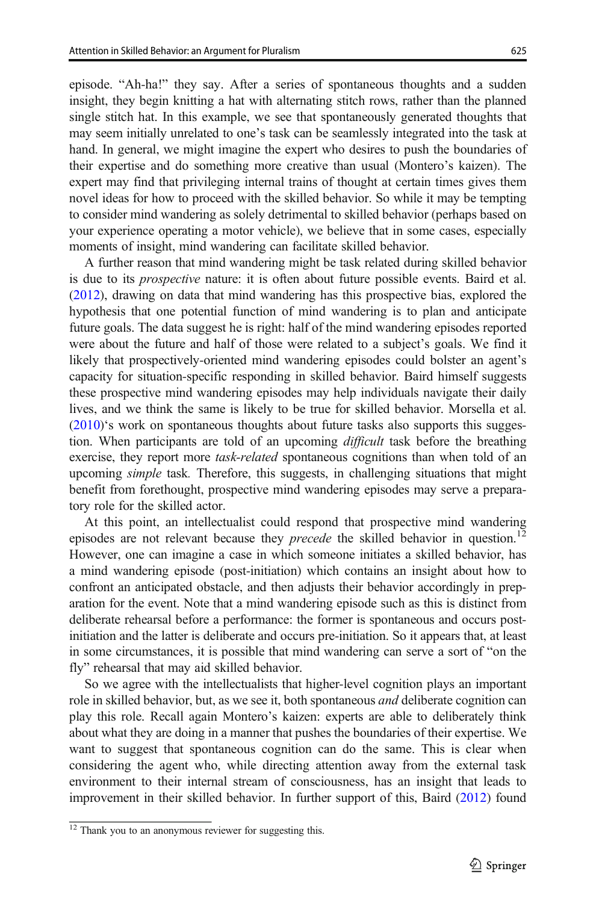episode. "Ah-ha!" they say. After a series of spontaneous thoughts and a sudden insight, they begin knitting a hat with alternating stitch rows, rather than the planned single stitch hat. In this example, we see that spontaneously generated thoughts that may seem initially unrelated to one's task can be seamlessly integrated into the task at hand. In general, we might imagine the expert who desires to push the boundaries of their expertise and do something more creative than usual (Montero's kaizen). The expert may find that privileging internal trains of thought at certain times gives them novel ideas for how to proceed with the skilled behavior. So while it may be tempting to consider mind wandering as solely detrimental to skilled behavior (perhaps based on your experience operating a motor vehicle), we believe that in some cases, especially moments of insight, mind wandering can facilitate skilled behavior.

A further reason that mind wandering might be task related during skilled behavior is due to its *prospective* nature: it is often about future possible events. Baird et al. (2012), drawing on data that mind wandering has this prospective bias, explored the hypothesis that one potential function of mind wandering is to plan and anticipate future goals. The data suggest he is right: half of the mind wandering episodes reported were about the future and half of those were related to a subject's goals. We find it likely that prospectively-oriented mind wandering episodes could bolster an agent's capacity for situation-specific responding in skilled behavior. Baird himself suggests these prospective mind wandering episodes may help individuals navigate their daily lives, and we think the same is likely to be true for skilled behavior. Morsella et al. (2010)'s work on spontaneous thoughts about future tasks also supports this suggestion. When participants are told of an upcoming *difficult* task before the breathing exercise, they report more *task-related* spontaneous cognitions than when told of an upcoming *simple* task. Therefore, this suggests, in challenging situations that might benefit from forethought, prospective mind wandering episodes may serve a preparatory role for the skilled actor.

At this point, an intellectualist could respond that prospective mind wandering episodes are not relevant because they *precede* the skilled behavior in question.[12] However, one can imagine a case in which someone initiates a skilled behavior, has a mind wandering episode (post-initiation) which contains an insight about how to confront an anticipated obstacle, and then adjusts their behavior accordingly in preparation for the event. Note that a mind wandering episode such as this is distinct from deliberate rehearsal before a performance: the former is spontaneous and occurs post-initiation and the latter is deliberate and occurs pre-initiation. So it appears that, at least in some circumstances, it is possible that mind wandering can serve a sort of "on the fly" rehearsal that may aid skilled behavior.

So we agree with the intellectualists that higher-level cognition plays an important role in skilled behavior, but, as we see it, both spontaneous *and* deliberate cognition can play this role. Recall again Montero's kaizen: experts are able to deliberately think about what they are doing in a manner that pushes the boundaries of their expertise. We want to suggest that spontaneous cognition can do the same. This is clear when considering the agent who, while directing attention away from the external task environment to their internal stream of consciousness, has an insight that leads to improvement in their skilled behavior. In further support of this, Baird (2012) found

[12] Thank you to an anonymous reviewer for suggesting this.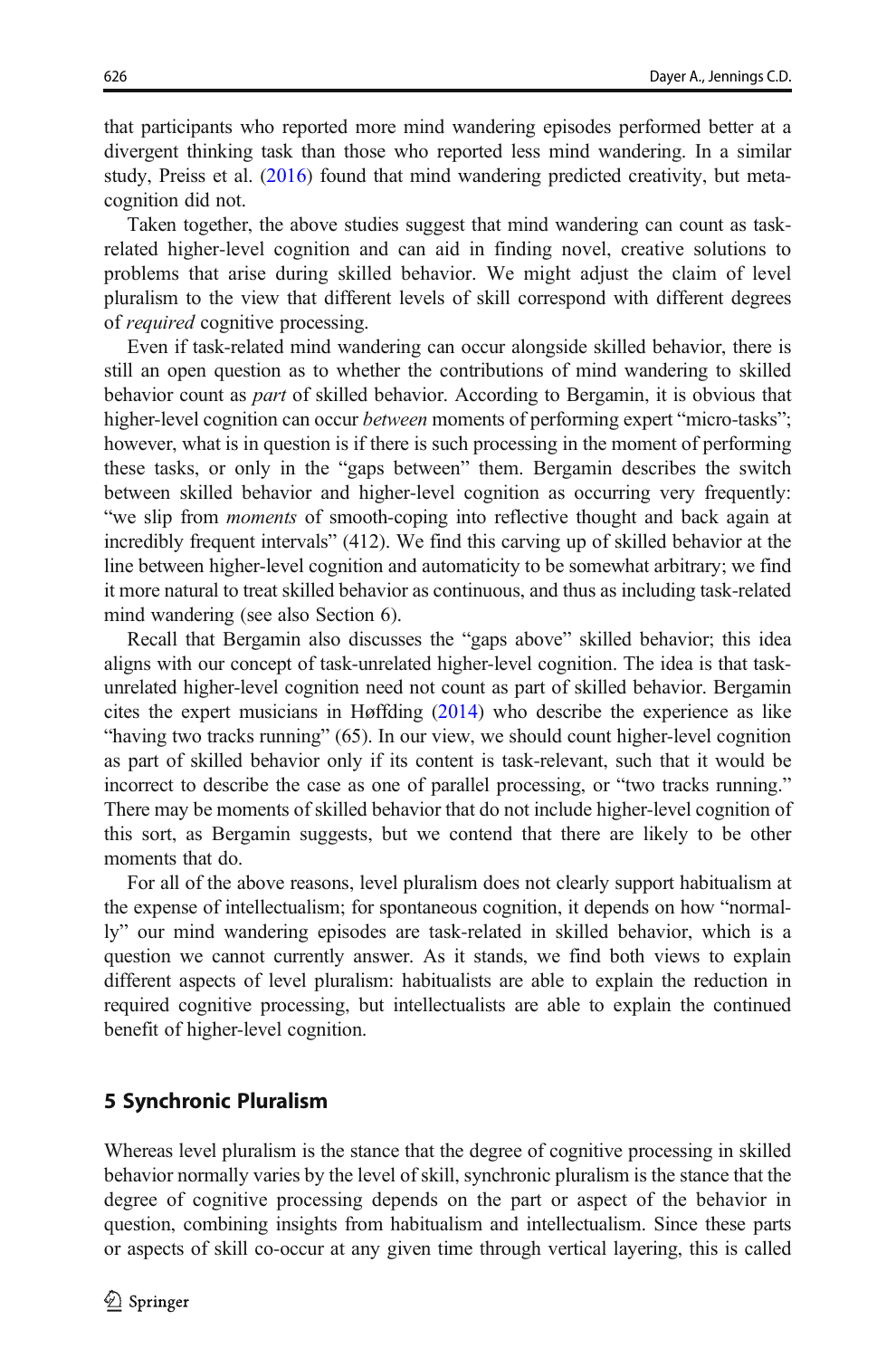that participants who reported more mind wandering episodes performed better at a divergent thinking task than those who reported less mind wandering. In a similar study, Preiss et al. (2016) found that mind wandering predicted creativity, but metacognition did not.

Taken together, the above studies suggest that mind wandering can count as task-related higher-level cognition and can aid in finding novel, creative solutions to problems that arise during skilled behavior. We might adjust the claim of level pluralism to the view that different levels of skill correspond with different degrees of *required* cognitive processing.

Even if task-related mind wandering can occur alongside skilled behavior, there is still an open question as to whether the contributions of mind wandering to skilled behavior count as *part* of skilled behavior. According to Bergamin, it is obvious that higher-level cognition can occur *between* moments of performing expert "micro-tasks"; however, what is in question is if there is such processing in the moment of performing these tasks, or only in the "gaps between" them. Bergamin describes the switch between skilled behavior and higher-level cognition as occurring very frequently: "we slip from *moments* of smooth-coping into reflective thought and back again at incredibly frequent intervals" (412). We find this carving up of skilled behavior at the line between higher-level cognition and automaticity to be somewhat arbitrary; we find it more natural to treat skilled behavior as continuous, and thus as including task-related mind wandering (see also Section 6).

Recall that Bergamin also discusses the "gaps above" skilled behavior; this idea aligns with our concept of task-unrelated higher-level cognition. The idea is that task-unrelated higher-level cognition need not count as part of skilled behavior. Bergamin cites the expert musicians in Høffding (2014) who describe the experience as like "having two tracks running" (65). In our view, we should count higher-level cognition as part of skilled behavior only if its content is task-relevant, such that it would be incorrect to describe the case as one of parallel processing, or "two tracks running." There may be moments of skilled behavior that do not include higher-level cognition of this sort, as Bergamin suggests, but we contend that there are likely to be other moments that do.

For all of the above reasons, level pluralism does not clearly support habitualism at the expense of intellectualism; for spontaneous cognition, it depends on how "normally" our mind wandering episodes are task-related in skilled behavior, which is a question we cannot currently answer. As it stands, we find both views to explain different aspects of level pluralism: habitualists are able to explain the reduction in required cognitive processing, but intellectualists are able to explain the continued benefit of higher-level cognition.

## 5 Synchronic Pluralism

Whereas level pluralism is the stance that the degree of cognitive processing in skilled behavior normally varies by the level of skill, synchronic pluralism is the stance that the degree of cognitive processing depends on the part or aspect of the behavior in question, combining insights from habitualism and intellectualism. Since these parts or aspects of skill co-occur at any given time through vertical layering, this is called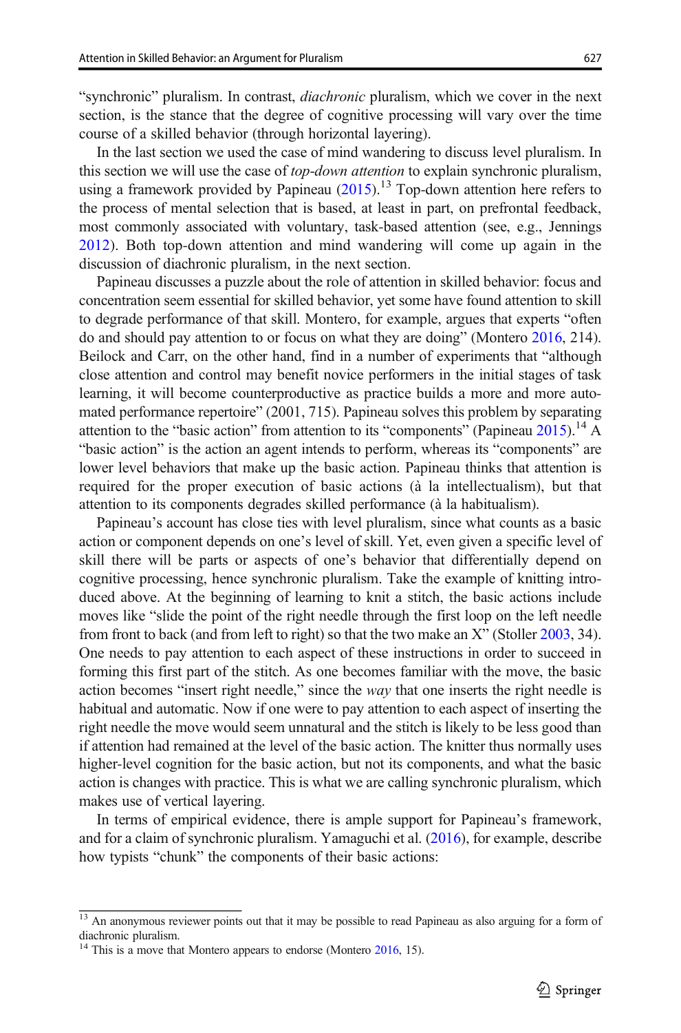"synchronic" pluralism. In contrast, *diachronic* pluralism, which we cover in the next section, is the stance that the degree of cognitive processing will vary over the time course of a skilled behavior (through horizontal layering).

In the last section we used the case of mind wandering to discuss level pluralism. In this section we will use the case of *top-down attention* to explain synchronic pluralism, using a framework provided by Papineau (2015).[13] Top-down attention here refers to the process of mental selection that is based, at least in part, on prefrontal feedback, most commonly associated with voluntary, task-based attention (see, e.g., Jennings 2012). Both top-down attention and mind wandering will come up again in the discussion of diachronic pluralism, in the next section.

Papineau discusses a puzzle about the role of attention in skilled behavior: focus and concentration seem essential for skilled behavior, yet some have found attention to skill to degrade performance of that skill. Montero, for example, argues that experts "often do and should pay attention to or focus on what they are doing" (Montero 2016, 214). Beilock and Carr, on the other hand, find in a number of experiments that "although close attention and control may benefit novice performers in the initial stages of task learning, it will become counterproductive as practice builds a more and more automated performance repertoire" (2001, 715). Papineau solves this problem by separating attention to the "basic action" from attention to its "components" (Papineau 2015).[14] A "basic action" is the action an agent intends to perform, whereas its "components" are lower level behaviors that make up the basic action. Papineau thinks that attention is required for the proper execution of basic actions (à la intellectualism), but that attention to its components degrades skilled performance (à la habitualism).

Papineau's account has close ties with level pluralism, since what counts as a basic action or component depends on one's level of skill. Yet, even given a specific level of skill there will be parts or aspects of one's behavior that differentially depend on cognitive processing, hence synchronic pluralism. Take the example of knitting introduced above. At the beginning of learning to knit a stitch, the basic actions include moves like "slide the point of the right needle through the first loop on the left needle from front to back (and from left to right) so that the two make an X" (Stoller 2003, 34). One needs to pay attention to each aspect of these instructions in order to succeed in forming this first part of the stitch. As one becomes familiar with the move, the basic action becomes "insert right needle," since the *way* that one inserts the right needle is habitual and automatic. Now if one were to pay attention to each aspect of inserting the right needle the move would seem unnatural and the stitch is likely to be less good than if attention had remained at the level of the basic action. The knitter thus normally uses higher-level cognition for the basic action, but not its components, and what the basic action is changes with practice. This is what we are calling synchronic pluralism, which makes use of vertical layering.

In terms of empirical evidence, there is ample support for Papineau's framework, and for a claim of synchronic pluralism. Yamaguchi et al. (2016), for example, describe how typists "chunk" the components of their basic actions:

---

[13] An anonymous reviewer points out that it may be possible to read Papineau as also arguing for a form of diachronic pluralism.

[14] This is a move that Montero appears to endorse (Montero 2016, 15).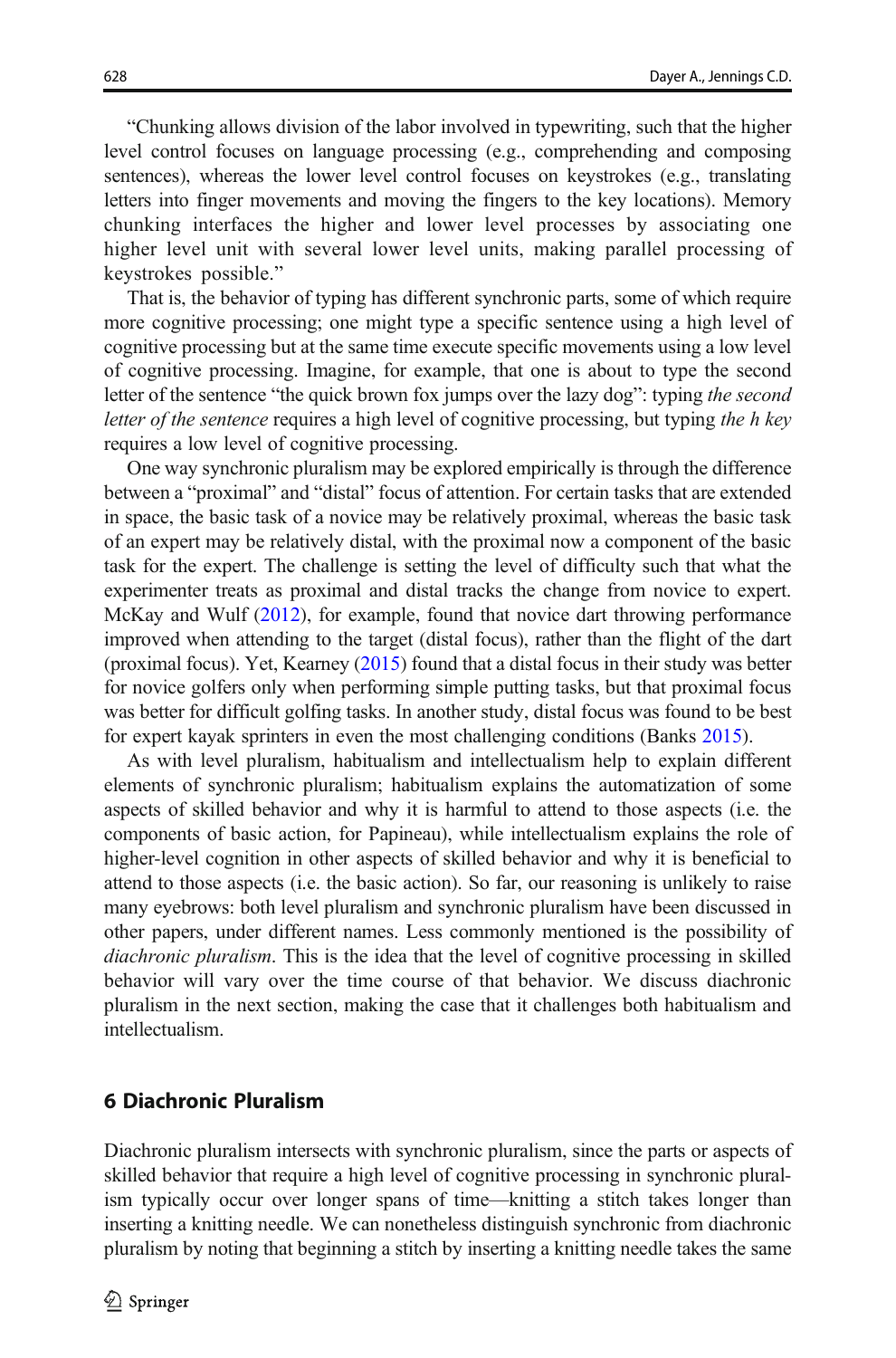"Chunking allows division of the labor involved in typewriting, such that the higher level control focuses on language processing (e.g., comprehending and composing sentences), whereas the lower level control focuses on keystrokes (e.g., translating letters into finger movements and moving the fingers to the key locations). Memory chunking interfaces the higher and lower level processes by associating one higher level unit with several lower level units, making parallel processing of keystrokes possible."

That is, the behavior of typing has different synchronic parts, some of which require more cognitive processing; one might type a specific sentence using a high level of cognitive processing but at the same time execute specific movements using a low level of cognitive processing. Imagine, for example, that one is about to type the second letter of the sentence "the quick brown fox jumps over the lazy dog": typing *the second letter of the sentence* requires a high level of cognitive processing, but typing *the h key* requires a low level of cognitive processing.

One way synchronic pluralism may be explored empirically is through the difference between a "proximal" and "distal" focus of attention. For certain tasks that are extended in space, the basic task of a novice may be relatively proximal, whereas the basic task of an expert may be relatively distal, with the proximal now a component of the basic task for the expert. The challenge is setting the level of difficulty such that what the experimenter treats as proximal and distal tracks the change from novice to expert. McKay and Wulf (2012), for example, found that novice dart throwing performance improved when attending to the target (distal focus), rather than the flight of the dart (proximal focus). Yet, Kearney (2015) found that a distal focus in their study was better for novice golfers only when performing simple putting tasks, but that proximal focus was better for difficult golfing tasks. In another study, distal focus was found to be best for expert kayak sprinters in even the most challenging conditions (Banks 2015).

As with level pluralism, habitualism and intellectualism help to explain different elements of synchronic pluralism; habitualism explains the automatization of some aspects of skilled behavior and why it is harmful to attend to those aspects (i.e. the components of basic action, for Papineau), while intellectualism explains the role of higher-level cognition in other aspects of skilled behavior and why it is beneficial to attend to those aspects (i.e. the basic action). So far, our reasoning is unlikely to raise many eyebrows: both level pluralism and synchronic pluralism have been discussed in other papers, under different names. Less commonly mentioned is the possibility of *diachronic pluralism*. This is the idea that the level of cognitive processing in skilled behavior will vary over the time course of that behavior. We discuss diachronic pluralism in the next section, making the case that it challenges both habitualism and intellectualism.

## 6 Diachronic Pluralism

Diachronic pluralism intersects with synchronic pluralism, since the parts or aspects of skilled behavior that require a high level of cognitive processing in synchronic pluralism typically occur over longer spans of time—knitting a stitch takes longer than inserting a knitting needle. We can nonetheless distinguish synchronic from diachronic pluralism by noting that beginning a stitch by inserting a knitting needle takes the same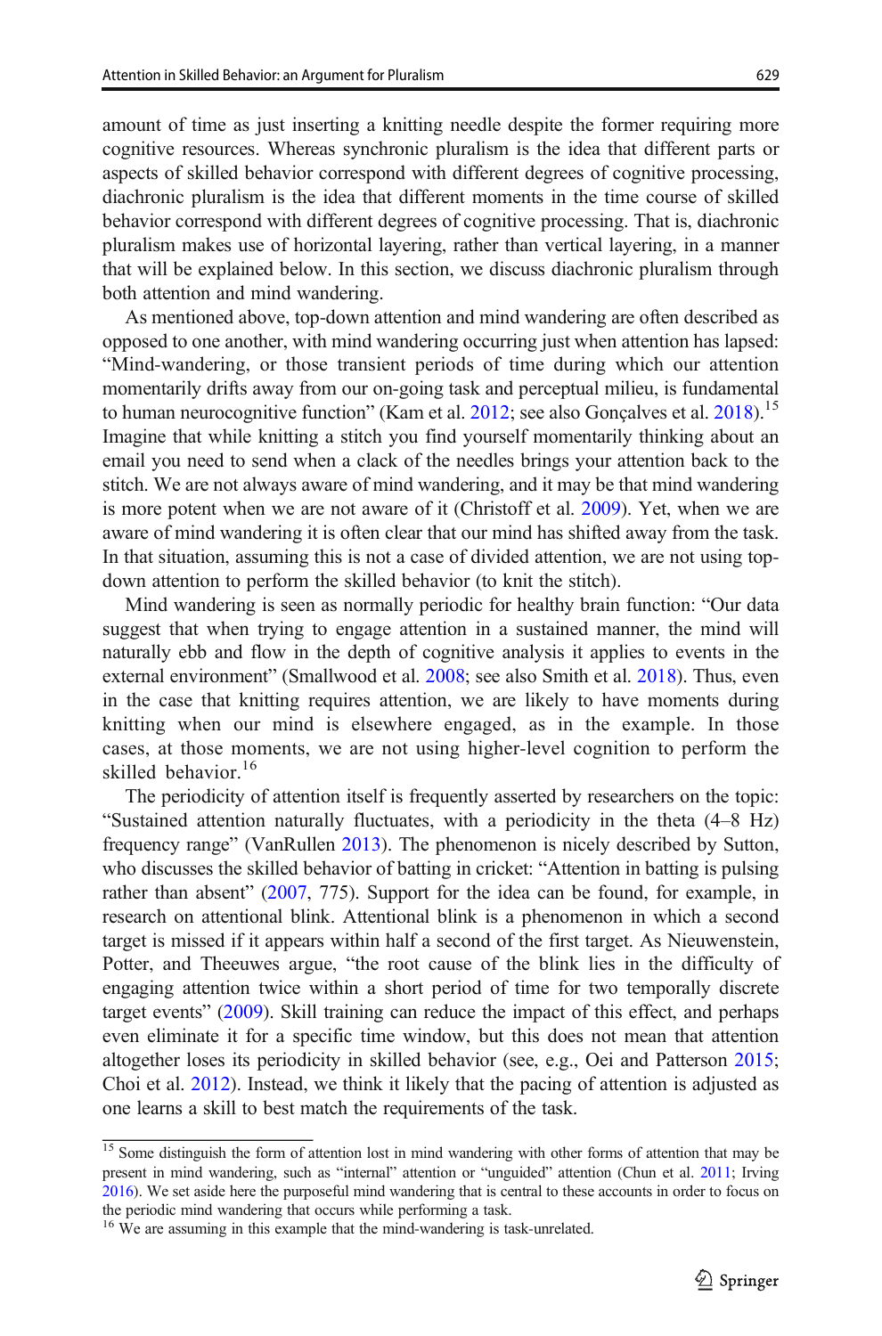amount of time as just inserting a knitting needle despite the former requiring more cognitive resources. Whereas synchronic pluralism is the idea that different parts or aspects of skilled behavior correspond with different degrees of cognitive processing, diachronic pluralism is the idea that different moments in the time course of skilled behavior correspond with different degrees of cognitive processing. That is, diachronic pluralism makes use of horizontal layering, rather than vertical layering, in a manner that will be explained below. In this section, we discuss diachronic pluralism through both attention and mind wandering.

As mentioned above, top-down attention and mind wandering are often described as opposed to one another, with mind wandering occurring just when attention has lapsed: "Mind-wandering, or those transient periods of time during which our attention momentarily drifts away from our on-going task and perceptual milieu, is fundamental to human neurocognitive function" (Kam et al. 2012; see also Gonçalves et al. 2018).[15] Imagine that while knitting a stitch you find yourself momentarily thinking about an email you need to send when a clack of the needles brings your attention back to the stitch. We are not always aware of mind wandering, and it may be that mind wandering is more potent when we are not aware of it (Christoff et al. 2009). Yet, when we are aware of mind wandering it is often clear that our mind has shifted away from the task. In that situation, assuming this is not a case of divided attention, we are not using top-down attention to perform the skilled behavior (to knit the stitch).

Mind wandering is seen as normally periodic for healthy brain function: "Our data suggest that when trying to engage attention in a sustained manner, the mind will naturally ebb and flow in the depth of cognitive analysis it applies to events in the external environment" (Smallwood et al. 2008; see also Smith et al. 2018). Thus, even in the case that knitting requires attention, we are likely to have moments during knitting when our mind is elsewhere engaged, as in the example. In those cases, at those moments, we are not using higher-level cognition to perform the skilled behavior.[16]

The periodicity of attention itself is frequently asserted by researchers on the topic: "Sustained attention naturally fluctuates, with a periodicity in the theta (4–8 Hz) frequency range" (VanRullen 2013). The phenomenon is nicely described by Sutton, who discusses the skilled behavior of batting in cricket: "Attention in batting is pulsing rather than absent" (2007, 775). Support for the idea can be found, for example, in research on attentional blink. Attentional blink is a phenomenon in which a second target is missed if it appears within half a second of the first target. As Nieuwenstein, Potter, and Theeuwes argue, "the root cause of the blink lies in the difficulty of engaging attention twice within a short period of time for two temporally discrete target events" (2009). Skill training can reduce the impact of this effect, and perhaps even eliminate it for a specific time window, but this does not mean that attention altogether loses its periodicity in skilled behavior (see, e.g., Oei and Patterson 2015; Choi et al. 2012). Instead, we think it likely that the pacing of attention is adjusted as one learns a skill to best match the requirements of the task.

---

[15] Some distinguish the form of attention lost in mind wandering with other forms of attention that may be present in mind wandering, such as "internal" attention or "unguided" attention (Chun et al. 2011; Irving 2016). We set aside here the purposeful mind wandering that is central to these accounts in order to focus on the periodic mind wandering that occurs while performing a task.

[16] We are assuming in this example that the mind-wandering is task-unrelated.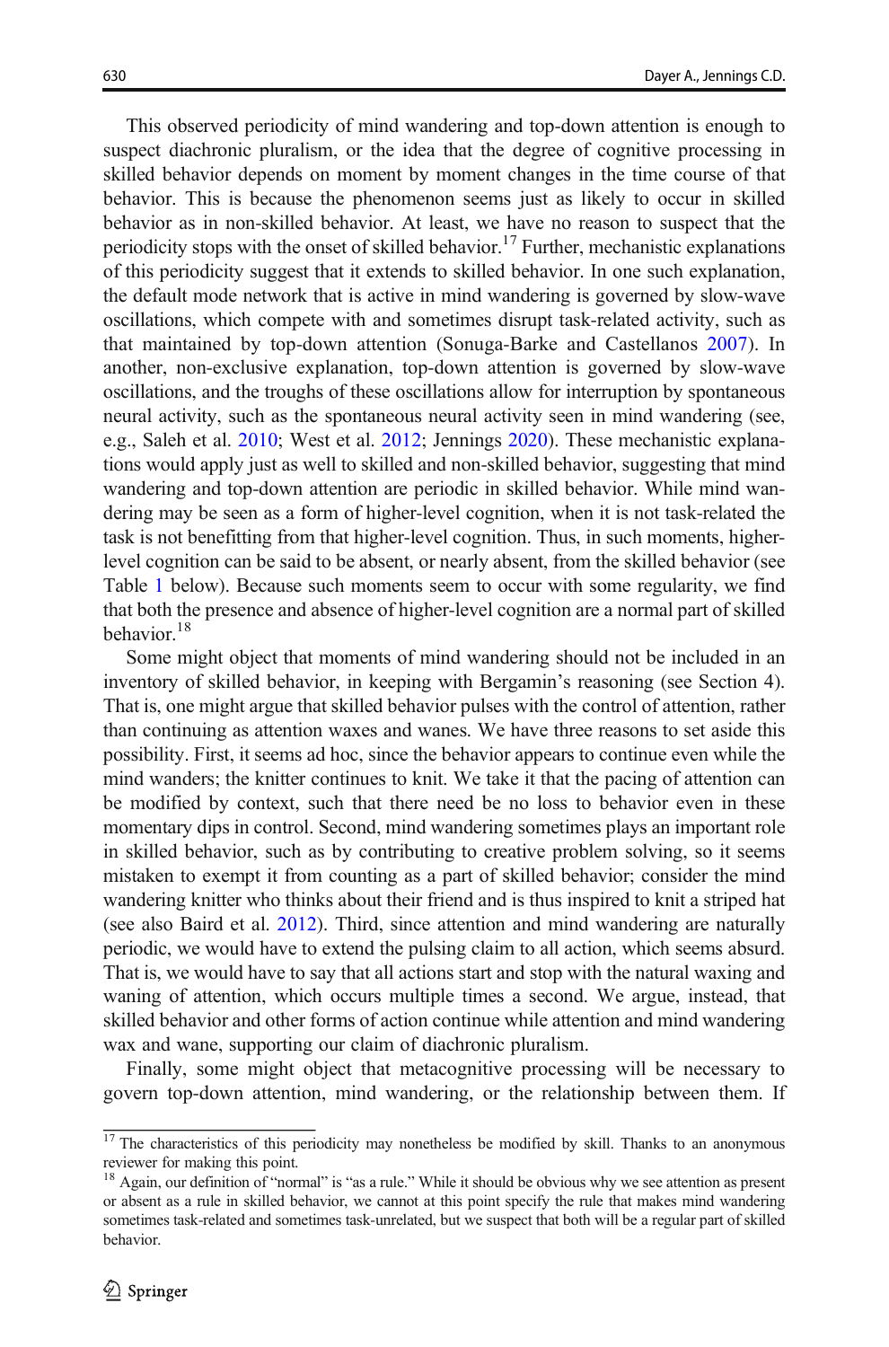This observed periodicity of mind wandering and top-down attention is enough to suspect diachronic pluralism, or the idea that the degree of cognitive processing in skilled behavior depends on moment by moment changes in the time course of that behavior. This is because the phenomenon seems just as likely to occur in skilled behavior as in non-skilled behavior. At least, we have no reason to suspect that the periodicity stops with the onset of skilled behavior.[17] Further, mechanistic explanations of this periodicity suggest that it extends to skilled behavior. In one such explanation, the default mode network that is active in mind wandering is governed by slow-wave oscillations, which compete with and sometimes disrupt task-related activity, such as that maintained by top-down attention (Sonuga-Barke and Castellanos 2007). In another, non-exclusive explanation, top-down attention is governed by slow-wave oscillations, and the troughs of these oscillations allow for interruption by spontaneous neural activity, such as the spontaneous neural activity seen in mind wandering (see, e.g., Saleh et al. 2010; West et al. 2012; Jennings 2020). These mechanistic explanations would apply just as well to skilled and non-skilled behavior, suggesting that mind wandering and top-down attention are periodic in skilled behavior. While mind wandering may be seen as a form of higher-level cognition, when it is not task-related the task is not benefitting from that higher-level cognition. Thus, in such moments, higher-level cognition can be said to be absent, or nearly absent, from the skilled behavior (see Table 1 below). Because such moments seem to occur with some regularity, we find that both the presence and absence of higher-level cognition are a normal part of skilled behavior.[18]

Some might object that moments of mind wandering should not be included in an inventory of skilled behavior, in keeping with Bergamin's reasoning (see Section 4). That is, one might argue that skilled behavior pulses with the control of attention, rather than continuing as attention waxes and wanes. We have three reasons to set aside this possibility. First, it seems ad hoc, since the behavior appears to continue even while the mind wanders; the knitter continues to knit. We take it that the pacing of attention can be modified by context, such that there need be no loss to behavior even in these momentary dips in control. Second, mind wandering sometimes plays an important role in skilled behavior, such as by contributing to creative problem solving, so it seems mistaken to exempt it from counting as a part of skilled behavior; consider the mind wandering knitter who thinks about their friend and is thus inspired to knit a striped hat (see also Baird et al. 2012). Third, since attention and mind wandering are naturally periodic, we would have to extend the pulsing claim to all action, which seems absurd. That is, we would have to say that all actions start and stop with the natural waxing and waning of attention, which occurs multiple times a second. We argue, instead, that skilled behavior and other forms of action continue while attention and mind wandering wax and wane, supporting our claim of diachronic pluralism.

Finally, some might object that metacognitive processing will be necessary to govern top-down attention, mind wandering, or the relationship between them. If

---

[17] The characteristics of this periodicity may nonetheless be modified by skill. Thanks to an anonymous reviewer for making this point.

[18] Again, our definition of "normal" is "as a rule." While it should be obvious why we see attention as present or absent as a rule in skilled behavior, we cannot at this point specify the rule that makes mind wandering sometimes task-related and sometimes task-unrelated, but we suspect that both will be a regular part of skilled behavior.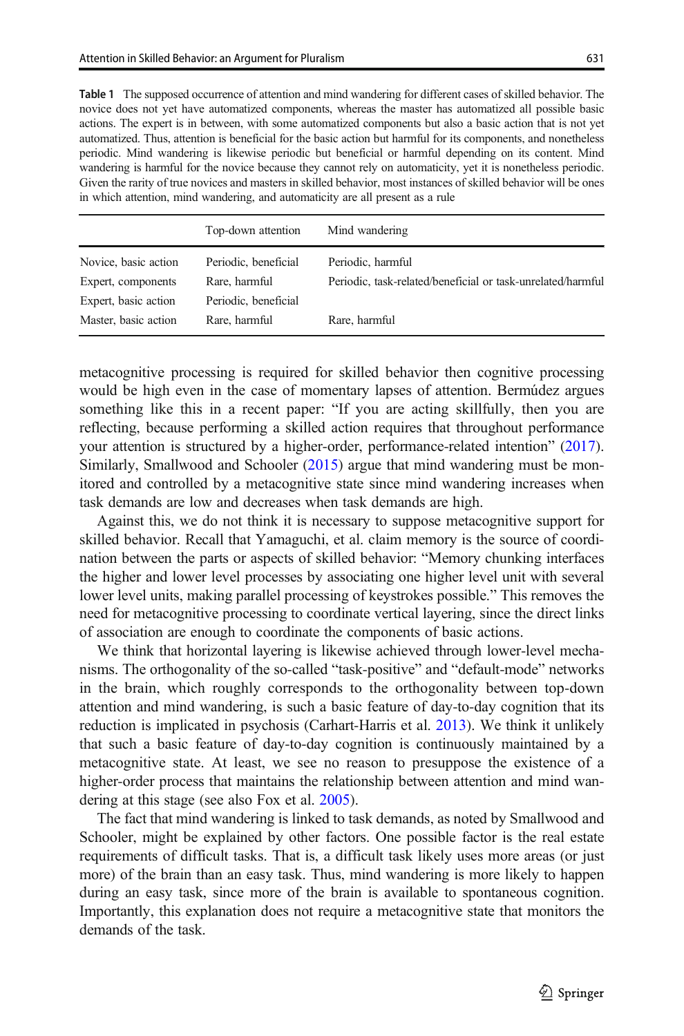**Table 1** The supposed occurrence of attention and mind wandering for different cases of skilled behavior. The novice does not yet have automatized components, whereas the master has automatized all possible basic actions. The expert is in between, with some automatized components but also a basic action that is not yet automatized. Thus, attention is beneficial for the basic action but harmful for its components, and nonetheless periodic. Mind wandering is likewise periodic but beneficial or harmful depending on its content. Mind wandering is harmful for the novice because they cannot rely on automaticity, yet it is nonetheless periodic. Given the rarity of true novices and masters in skilled behavior, most instances of skilled behavior will be ones in which attention, mind wandering, and automaticity are all present as a rule

| | Top-down attention | Mind wandering |
|---|---|---|
| Novice, basic action | Periodic, beneficial | Periodic, harmful |
| Expert, components | Rare, harmful | Periodic, task-related/beneficial or task-unrelated/harmful |
| Expert, basic action | Periodic, beneficial | |
| Master, basic action | Rare, harmful | Rare, harmful |

metacognitive processing is required for skilled behavior then cognitive processing would be high even in the case of momentary lapses of attention. Bermúdez argues something like this in a recent paper: "If you are acting skillfully, then you are reflecting, because performing a skilled action requires that throughout performance your attention is structured by a higher-order, performance-related intention" (2017). Similarly, Smallwood and Schooler (2015) argue that mind wandering must be monitored and controlled by a metacognitive state since mind wandering increases when task demands are low and decreases when task demands are high.

Against this, we do not think it is necessary to suppose metacognitive support for skilled behavior. Recall that Yamaguchi, et al. claim memory is the source of coordination between the parts or aspects of skilled behavior: "Memory chunking interfaces the higher and lower level processes by associating one higher level unit with several lower level units, making parallel processing of keystrokes possible." This removes the need for metacognitive processing to coordinate vertical layering, since the direct links of association are enough to coordinate the components of basic actions.

We think that horizontal layering is likewise achieved through lower-level mechanisms. The orthogonality of the so-called "task-positive" and "default-mode" networks in the brain, which roughly corresponds to the orthogonality between top-down attention and mind wandering, is such a basic feature of day-to-day cognition that its reduction is implicated in psychosis (Carhart-Harris et al. 2013). We think it unlikely that such a basic feature of day-to-day cognition is continuously maintained by a metacognitive state. At least, we see no reason to presuppose the existence of a higher-order process that maintains the relationship between attention and mind wandering at this stage (see also Fox et al. 2005).

The fact that mind wandering is linked to task demands, as noted by Smallwood and Schooler, might be explained by other factors. One possible factor is the real estate requirements of difficult tasks. That is, a difficult task likely uses more areas (or just more) of the brain than an easy task. Thus, mind wandering is more likely to happen during an easy task, since more of the brain is available to spontaneous cognition. Importantly, this explanation does not require a metacognitive state that monitors the demands of the task.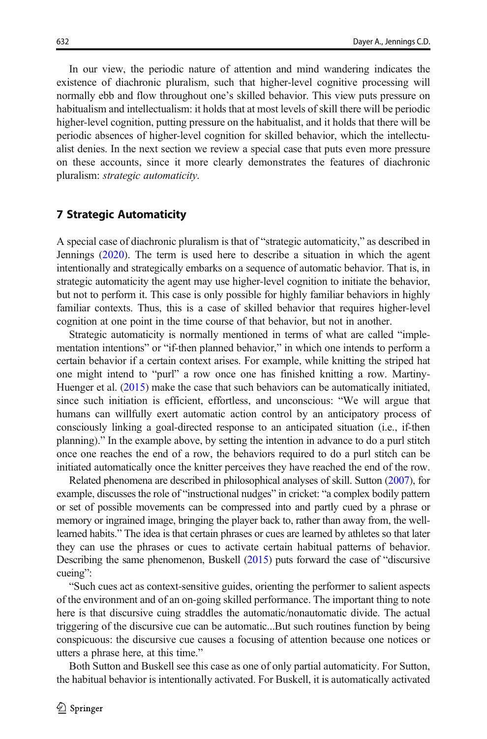In our view, the periodic nature of attention and mind wandering indicates the existence of diachronic pluralism, such that higher-level cognitive processing will normally ebb and flow throughout one's skilled behavior. This view puts pressure on habitualism and intellectualism: it holds that at most levels of skill there will be periodic higher-level cognition, putting pressure on the habitualist, and it holds that there will be periodic absences of higher-level cognition for skilled behavior, which the intellectualist denies. In the next section we review a special case that puts even more pressure on these accounts, since it more clearly demonstrates the features of diachronic pluralism: *strategic automaticity*.

## 7 Strategic Automaticity

A special case of diachronic pluralism is that of "strategic automaticity," as described in Jennings (2020). The term is used here to describe a situation in which the agent intentionally and strategically embarks on a sequence of automatic behavior. That is, in strategic automaticity the agent may use higher-level cognition to initiate the behavior, but not to perform it. This case is only possible for highly familiar behaviors in highly familiar contexts. Thus, this is a case of skilled behavior that requires higher-level cognition at one point in the time course of that behavior, but not in another.

Strategic automaticity is normally mentioned in terms of what are called "implementation intentions" or "if-then planned behavior," in which one intends to perform a certain behavior if a certain context arises. For example, while knitting the striped hat one might intend to "purl" a row once one has finished knitting a row. Martiny-Huenger et al. (2015) make the case that such behaviors can be automatically initiated, since such initiation is efficient, effortless, and unconscious: "We will argue that humans can willfully exert automatic action control by an anticipatory process of consciously linking a goal-directed response to an anticipated situation (i.e., if-then planning)." In the example above, by setting the intention in advance to do a purl stitch once one reaches the end of a row, the behaviors required to do a purl stitch can be initiated automatically once the knitter perceives they have reached the end of the row.

Related phenomena are described in philosophical analyses of skill. Sutton (2007), for example, discusses the role of "instructional nudges" in cricket: "a complex bodily pattern or set of possible movements can be compressed into and partly cued by a phrase or memory or ingrained image, bringing the player back to, rather than away from, the well-learned habits." The idea is that certain phrases or cues are learned by athletes so that later they can use the phrases or cues to activate certain habitual patterns of behavior. Describing the same phenomenon, Buskell (2015) puts forward the case of "discursive cueing":

"Such cues act as context-sensitive guides, orienting the performer to salient aspects of the environment and of an on-going skilled performance. The important thing to note here is that discursive cuing straddles the automatic/nonautomatic divide. The actual triggering of the discursive cue can be automatic...But such routines function by being conspicuous: the discursive cue causes a focusing of attention because one notices or utters a phrase here, at this time."

Both Sutton and Buskell see this case as one of only partial automaticity. For Sutton, the habitual behavior is intentionally activated. For Buskell, it is automatically activated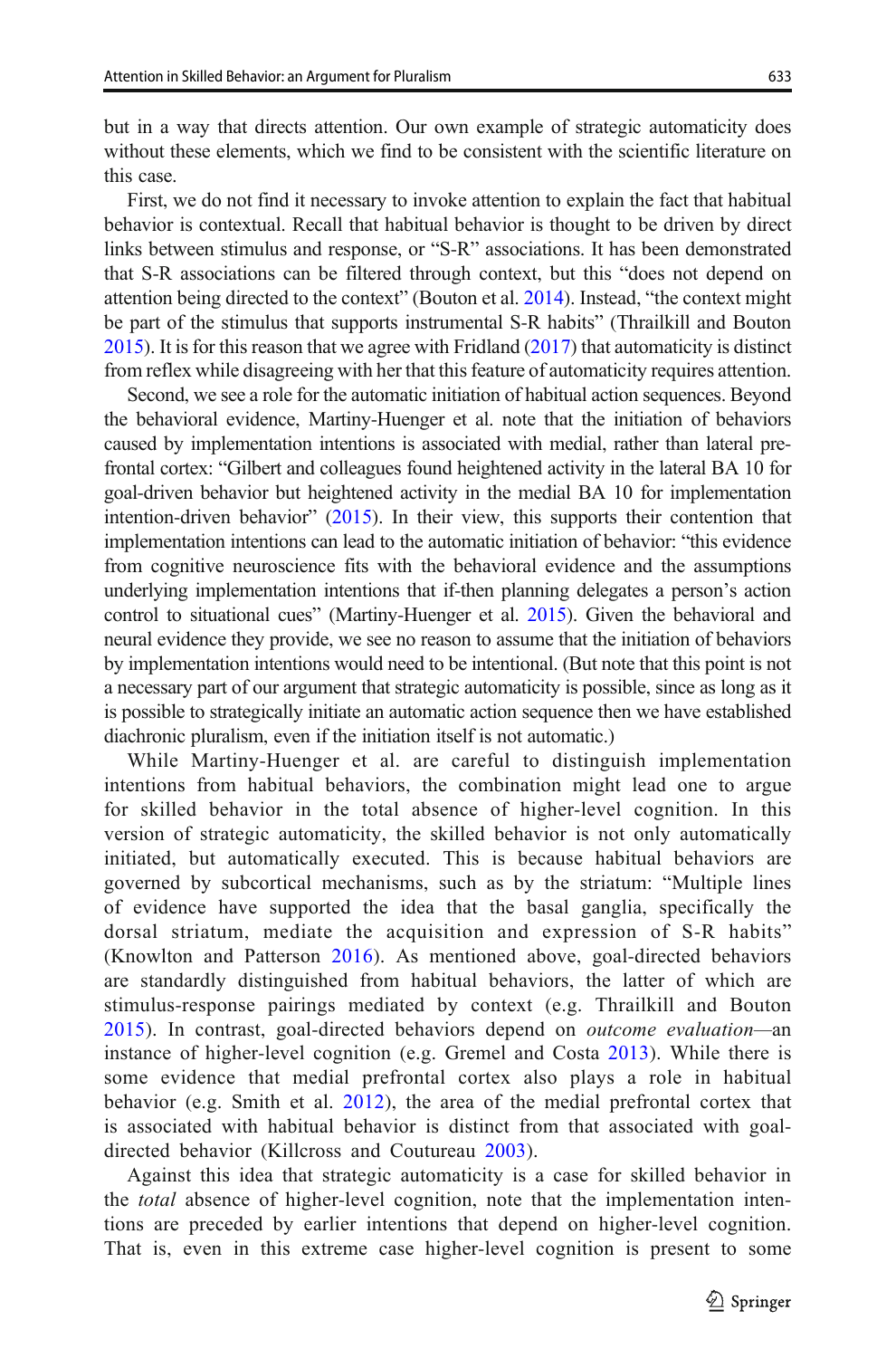but in a way that directs attention. Our own example of strategic automaticity does without these elements, which we find to be consistent with the scientific literature on this case.

First, we do not find it necessary to invoke attention to explain the fact that habitual behavior is contextual. Recall that habitual behavior is thought to be driven by direct links between stimulus and response, or "S-R" associations. It has been demonstrated that S-R associations can be filtered through context, but this "does not depend on attention being directed to the context" (Bouton et al. 2014). Instead, "the context might be part of the stimulus that supports instrumental S-R habits" (Thrailkill and Bouton 2015). It is for this reason that we agree with Fridland (2017) that automaticity is distinct from reflex while disagreeing with her that this feature of automaticity requires attention.

Second, we see a role for the automatic initiation of habitual action sequences. Beyond the behavioral evidence, Martiny-Huenger et al. note that the initiation of behaviors caused by implementation intentions is associated with medial, rather than lateral prefrontal cortex: "Gilbert and colleagues found heightened activity in the lateral BA 10 for goal-driven behavior but heightened activity in the medial BA 10 for implementation intention-driven behavior" (2015). In their view, this supports their contention that implementation intentions can lead to the automatic initiation of behavior: "this evidence from cognitive neuroscience fits with the behavioral evidence and the assumptions underlying implementation intentions that if-then planning delegates a person's action control to situational cues" (Martiny-Huenger et al. 2015). Given the behavioral and neural evidence they provide, we see no reason to assume that the initiation of behaviors by implementation intentions would need to be intentional. (But note that this point is not a necessary part of our argument that strategic automaticity is possible, since as long as it is possible to strategically initiate an automatic action sequence then we have established diachronic pluralism, even if the initiation itself is not automatic.)

While Martiny-Huenger et al. are careful to distinguish implementation intentions from habitual behaviors, the combination might lead one to argue for skilled behavior in the total absence of higher-level cognition. In this version of strategic automaticity, the skilled behavior is not only automatically initiated, but automatically executed. This is because habitual behaviors are governed by subcortical mechanisms, such as by the striatum: "Multiple lines of evidence have supported the idea that the basal ganglia, specifically the dorsal striatum, mediate the acquisition and expression of S-R habits" (Knowlton and Patterson 2016). As mentioned above, goal-directed behaviors are standardly distinguished from habitual behaviors, the latter of which are stimulus-response pairings mediated by context (e.g. Thrailkill and Bouton 2015). In contrast, goal-directed behaviors depend on *outcome evaluation*—an instance of higher-level cognition (e.g. Gremel and Costa 2013). While there is some evidence that medial prefrontal cortex also plays a role in habitual behavior (e.g. Smith et al. 2012), the area of the medial prefrontal cortex that is associated with habitual behavior is distinct from that associated with goal-directed behavior (Killcross and Coutureau 2003).

Against this idea that strategic automaticity is a case for skilled behavior in the *total* absence of higher-level cognition, note that the implementation intentions are preceded by earlier intentions that depend on higher-level cognition. That is, even in this extreme case higher-level cognition is present to some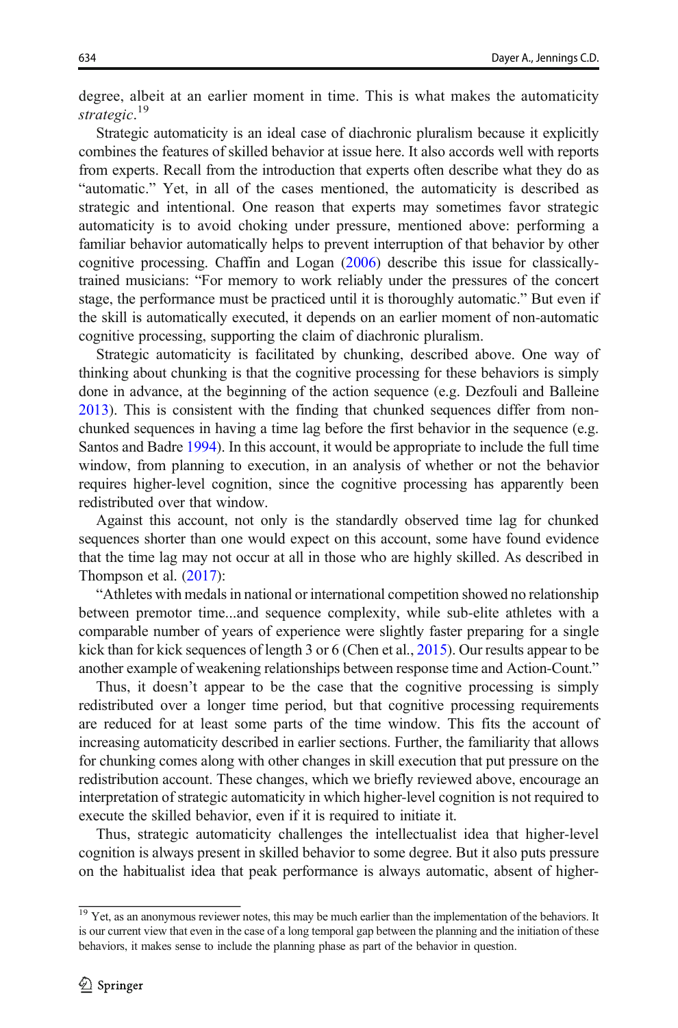degree, albeit at an earlier moment in time. This is what makes the automaticity *strategic*.[19]

Strategic automaticity is an ideal case of diachronic pluralism because it explicitly combines the features of skilled behavior at issue here. It also accords well with reports from experts. Recall from the introduction that experts often describe what they do as "automatic." Yet, in all of the cases mentioned, the automaticity is described as strategic and intentional. One reason that experts may sometimes favor strategic automaticity is to avoid choking under pressure, mentioned above: performing a familiar behavior automatically helps to prevent interruption of that behavior by other cognitive processing. Chaffin and Logan (2006) describe this issue for classically-trained musicians: "For memory to work reliably under the pressures of the concert stage, the performance must be practiced until it is thoroughly automatic." But even if the skill is automatically executed, it depends on an earlier moment of non-automatic cognitive processing, supporting the claim of diachronic pluralism.

Strategic automaticity is facilitated by chunking, described above. One way of thinking about chunking is that the cognitive processing for these behaviors is simply done in advance, at the beginning of the action sequence (e.g. Dezfouli and Balleine 2013). This is consistent with the finding that chunked sequences differ from non-chunked sequences in having a time lag before the first behavior in the sequence (e.g. Santos and Badre 1994). In this account, it would be appropriate to include the full time window, from planning to execution, in an analysis of whether or not the behavior requires higher-level cognition, since the cognitive processing has apparently been redistributed over that window.

Against this account, not only is the standardly observed time lag for chunked sequences shorter than one would expect on this account, some have found evidence that the time lag may not occur at all in those who are highly skilled. As described in Thompson et al. (2017):

"Athletes with medals in national or international competition showed no relationship between premotor time...and sequence complexity, while sub-elite athletes with a comparable number of years of experience were slightly faster preparing for a single kick than for kick sequences of length 3 or 6 (Chen et al., 2015). Our results appear to be another example of weakening relationships between response time and Action-Count."

Thus, it doesn't appear to be the case that the cognitive processing is simply redistributed over a longer time period, but that cognitive processing requirements are reduced for at least some parts of the time window. This fits the account of increasing automaticity described in earlier sections. Further, the familiarity that allows for chunking comes along with other changes in skill execution that put pressure on the redistribution account. These changes, which we briefly reviewed above, encourage an interpretation of strategic automaticity in which higher-level cognition is not required to execute the skilled behavior, even if it is required to initiate it.

Thus, strategic automaticity challenges the intellectualist idea that higher-level cognition is always present in skilled behavior to some degree. But it also puts pressure on the habitualist idea that peak performance is always automatic, absent of higher-

[19] Yet, as an anonymous reviewer notes, this may be much earlier than the implementation of the behaviors. It is our current view that even in the case of a long temporal gap between the planning and the initiation of these behaviors, it makes sense to include the planning phase as part of the behavior in question.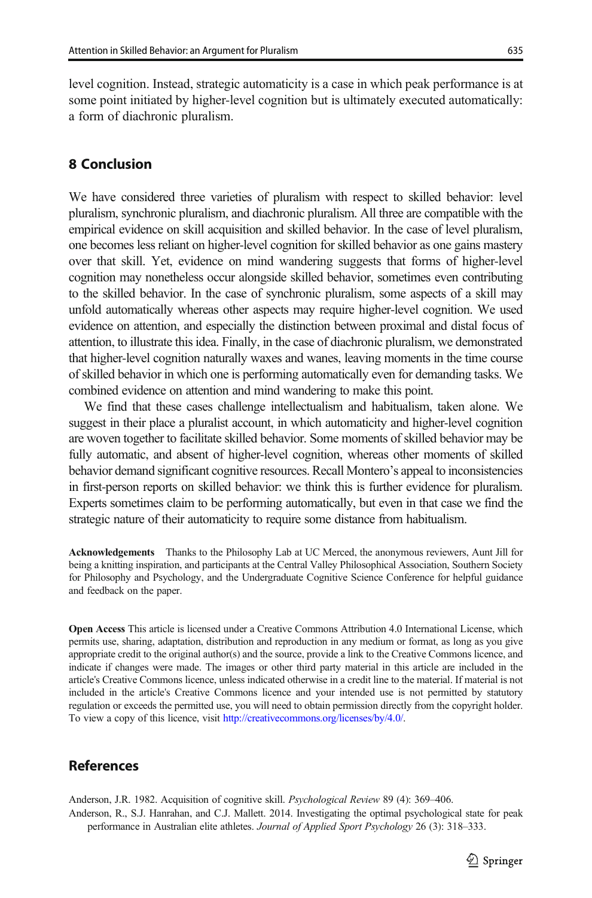level cognition. Instead, strategic automaticity is a case in which peak performance is at some point initiated by higher-level cognition but is ultimately executed automatically: a form of diachronic pluralism.

## 8 Conclusion

We have considered three varieties of pluralism with respect to skilled behavior: level pluralism, synchronic pluralism, and diachronic pluralism. All three are compatible with the empirical evidence on skill acquisition and skilled behavior. In the case of level pluralism, one becomes less reliant on higher-level cognition for skilled behavior as one gains mastery over that skill. Yet, evidence on mind wandering suggests that forms of higher-level cognition may nonetheless occur alongside skilled behavior, sometimes even contributing to the skilled behavior. In the case of synchronic pluralism, some aspects of a skill may unfold automatically whereas other aspects may require higher-level cognition. We used evidence on attention, and especially the distinction between proximal and distal focus of attention, to illustrate this idea. Finally, in the case of diachronic pluralism, we demonstrated that higher-level cognition naturally waxes and wanes, leaving moments in the time course of skilled behavior in which one is performing automatically even for demanding tasks. We combined evidence on attention and mind wandering to make this point.

We find that these cases challenge intellectualism and habitualism, taken alone. We suggest in their place a pluralist account, in which automaticity and higher-level cognition are woven together to facilitate skilled behavior. Some moments of skilled behavior may be fully automatic, and absent of higher-level cognition, whereas other moments of skilled behavior demand significant cognitive resources. Recall Montero's appeal to inconsistencies in first-person reports on skilled behavior: we think this is further evidence for pluralism. Experts sometimes claim to be performing automatically, but even in that case we find the strategic nature of their automaticity to require some distance from habitualism.

**Acknowledgements** Thanks to the Philosophy Lab at UC Merced, the anonymous reviewers, Aunt Jill for being a knitting inspiration, and participants at the Central Valley Philosophical Association, Southern Society for Philosophy and Psychology, and the Undergraduate Cognitive Science Conference for helpful guidance and feedback on the paper.

**Open Access** This article is licensed under a Creative Commons Attribution 4.0 International License, which permits use, sharing, adaptation, distribution and reproduction in any medium or format, as long as you give appropriate credit to the original author(s) and the source, provide a link to the Creative Commons licence, and indicate if changes were made. The images or other third party material in this article are included in the article's Creative Commons licence, unless indicated otherwise in a credit line to the material. If material is not included in the article's Creative Commons licence and your intended use is not permitted by statutory regulation or exceeds the permitted use, you will need to obtain permission directly from the copyright holder. To view a copy of this licence, visit http://creativecommons.org/licenses/by/4.0/.

## References

Anderson, J.R. 1982. Acquisition of cognitive skill. *Psychological Review* 89 (4): 369–406.

Anderson, R., S.J. Hanrahan, and C.J. Mallett. 2014. Investigating the optimal psychological state for peak performance in Australian elite athletes. *Journal of Applied Sport Psychology* 26 (3): 318–333.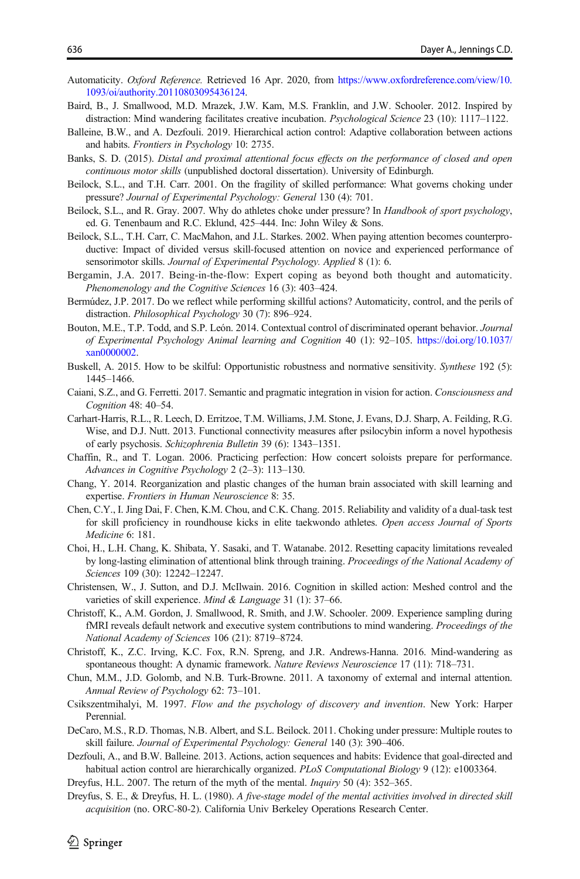Automaticity. *Oxford Reference.* Retrieved 16 Apr. 2020, from https://www.oxfordreference.com/view/10.1093/oi/authority.20110803095436124.

Baird, B., J. Smallwood, M.D. Mrazek, J.W. Kam, M.S. Franklin, and J.W. Schooler. 2012. Inspired by distraction: Mind wandering facilitates creative incubation. *Psychological Science* 23 (10): 1117–1122.

Balleine, B.W., and A. Dezfouli. 2019. Hierarchical action control: Adaptive collaboration between actions and habits. *Frontiers in Psychology* 10: 2735.

Banks, S. D. (2015). *Distal and proximal attentional focus effects on the performance of closed and open continuous motor skills* (unpublished doctoral dissertation). University of Edinburgh.

Beilock, S.L., and T.H. Carr. 2001. On the fragility of skilled performance: What governs choking under pressure? *Journal of Experimental Psychology: General* 130 (4): 701.

Beilock, S.L., and R. Gray. 2007. Why do athletes choke under pressure? In *Handbook of sport psychology*, ed. G. Tenenbaum and R.C. Eklund, 425–444. Inc: John Wiley & Sons.

Beilock, S.L., T.H. Carr, C. MacMahon, and J.L. Starkes. 2002. When paying attention becomes counterproductive: Impact of divided versus skill-focused attention on novice and experienced performance of sensorimotor skills. *Journal of Experimental Psychology. Applied* 8 (1): 6.

Bergamin, J.A. 2017. Being-in-the-flow: Expert coping as beyond both thought and automaticity. *Phenomenology and the Cognitive Sciences* 16 (3): 403–424.

Bermúdez, J.P. 2017. Do we reflect while performing skillful actions? Automaticity, control, and the perils of distraction. *Philosophical Psychology* 30 (7): 896–924.

Bouton, M.E., T.P. Todd, and S.P. León. 2014. Contextual control of discriminated operant behavior. *Journal of Experimental Psychology Animal learning and Cognition* 40 (1): 92–105. https://doi.org/10.1037/xan0000002.

Buskell, A. 2015. How to be skilful: Opportunistic robustness and normative sensitivity. *Synthese* 192 (5): 1445–1466.

Caiani, S.Z., and G. Ferretti. 2017. Semantic and pragmatic integration in vision for action. *Consciousness and Cognition* 48: 40–54.

Carhart-Harris, R.L., R. Leech, D. Erritzoe, T.M. Williams, J.M. Stone, J. Evans, D.J. Sharp, A. Feilding, R.G. Wise, and D.J. Nutt. 2013. Functional connectivity measures after psilocybin inform a novel hypothesis of early psychosis. *Schizophrenia Bulletin* 39 (6): 1343–1351.

Chaffin, R., and T. Logan. 2006. Practicing perfection: How concert soloists prepare for performance. *Advances in Cognitive Psychology* 2 (2–3): 113–130.

Chang, Y. 2014. Reorganization and plastic changes of the human brain associated with skill learning and expertise. *Frontiers in Human Neuroscience* 8: 35.

Chen, C.Y., I. Jing Dai, F. Chen, K.M. Chou, and C.K. Chang. 2015. Reliability and validity of a dual-task test for skill proficiency in roundhouse kicks in elite taekwondo athletes. *Open access Journal of Sports Medicine* 6: 181.

Choi, H., L.H. Chang, K. Shibata, Y. Sasaki, and T. Watanabe. 2012. Resetting capacity limitations revealed by long-lasting elimination of attentional blink through training. *Proceedings of the National Academy of Sciences* 109 (30): 12242–12247.

Christensen, W., J. Sutton, and D.J. McIlwain. 2016. Cognition in skilled action: Meshed control and the varieties of skill experience. *Mind & Language* 31 (1): 37–66.

Christoff, K., A.M. Gordon, J. Smallwood, R. Smith, and J.W. Schooler. 2009. Experience sampling during fMRI reveals default network and executive system contributions to mind wandering. *Proceedings of the National Academy of Sciences* 106 (21): 8719–8724.

Christoff, K., Z.C. Irving, K.C. Fox, R.N. Spreng, and J.R. Andrews-Hanna. 2016. Mind-wandering as spontaneous thought: A dynamic framework. *Nature Reviews Neuroscience* 17 (11): 718–731.

Chun, M.M., J.D. Golomb, and N.B. Turk-Browne. 2011. A taxonomy of external and internal attention. *Annual Review of Psychology* 62: 73–101.

Csikszentmihalyi, M. 1997. *Flow and the psychology of discovery and invention*. New York: Harper Perennial.

DeCaro, M.S., R.D. Thomas, N.B. Albert, and S.L. Beilock. 2011. Choking under pressure: Multiple routes to skill failure. *Journal of Experimental Psychology: General* 140 (3): 390–406.

Dezfouli, A., and B.W. Balleine. 2013. Actions, action sequences and habits: Evidence that goal-directed and habitual action control are hierarchically organized. *PLoS Computational Biology* 9 (12): e1003364.

Dreyfus, H.L. 2007. The return of the myth of the mental. *Inquiry* 50 (4): 352–365.

Dreyfus, S. E., & Dreyfus, H. L. (1980). *A five-stage model of the mental activities involved in directed skill acquisition* (no. ORC-80-2). California Univ Berkeley Operations Research Center.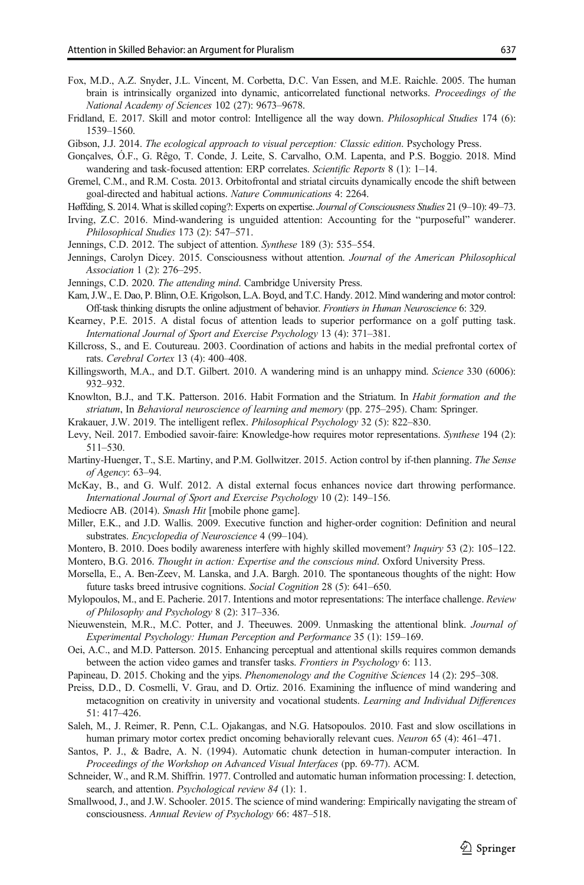Fox, M.D., A.Z. Snyder, J.L. Vincent, M. Corbetta, D.C. Van Essen, and M.E. Raichle. 2005. The human brain is intrinsically organized into dynamic, anticorrelated functional networks. *Proceedings of the National Academy of Sciences* 102 (27): 9673–9678.

Fridland, E. 2017. Skill and motor control: Intelligence all the way down. *Philosophical Studies* 174 (6): 1539–1560.

Gibson, J.J. 2014. *The ecological approach to visual perception: Classic edition*. Psychology Press.

Gonçalves, Ó.F., G. Rêgo, T. Conde, J. Leite, S. Carvalho, O.M. Lapenta, and P.S. Boggio. 2018. Mind wandering and task-focused attention: ERP correlates. *Scientific Reports* 8 (1): 1–14.

Gremel, C.M., and R.M. Costa. 2013. Orbitofrontal and striatal circuits dynamically encode the shift between goal-directed and habitual actions. *Nature Communications* 4: 2264.

Høffding, S. 2014. What is skilled coping?: Experts on expertise. *Journal of Consciousness Studies* 21 (9–10): 49–73.

Irving, Z.C. 2016. Mind-wandering is unguided attention: Accounting for the "purposeful" wanderer. *Philosophical Studies* 173 (2): 547–571.

Jennings, C.D. 2012. The subject of attention. *Synthese* 189 (3): 535–554.

Jennings, Carolyn Dicey. 2015. Consciousness without attention. *Journal of the American Philosophical Association* 1 (2): 276–295.

Jennings, C.D. 2020. *The attending mind*. Cambridge University Press.

Kam, J.W., E. Dao, P. Blinn, O.E. Krigolson, L.A. Boyd, and T.C. Handy. 2012. Mind wandering and motor control: Off-task thinking disrupts the online adjustment of behavior. *Frontiers in Human Neuroscience* 6: 329.

Kearney, P.E. 2015. A distal focus of attention leads to superior performance on a golf putting task. *International Journal of Sport and Exercise Psychology* 13 (4): 371–381.

Killcross, S., and E. Coutureau. 2003. Coordination of actions and habits in the medial prefrontal cortex of rats. *Cerebral Cortex* 13 (4): 400–408.

Killingsworth, M.A., and D.T. Gilbert. 2010. A wandering mind is an unhappy mind. *Science* 330 (6006): 932–932.

Knowlton, B.J., and T.K. Patterson. 2016. Habit Formation and the Striatum. In *Habit formation and the striatum*, In *Behavioral neuroscience of learning and memory* (pp. 275–295). Cham: Springer.

Krakauer, J.W. 2019. The intelligent reflex. *Philosophical Psychology* 32 (5): 822–830.

Levy, Neil. 2017. Embodied savoir-faire: Knowledge-how requires motor representations. *Synthese* 194 (2): 511–530.

Martiny-Huenger, T., S.E. Martiny, and P.M. Gollwitzer. 2015. Action control by if-then planning. *The Sense of Agency*: 63–94.

McKay, B., and G. Wulf. 2012. A distal external focus enhances novice dart throwing performance. *International Journal of Sport and Exercise Psychology* 10 (2): 149–156.

Mediocre AB. (2014). *Smash Hit* [mobile phone game].

Miller, E.K., and J.D. Wallis. 2009. Executive function and higher-order cognition: Definition and neural substrates. *Encyclopedia of Neuroscience* 4 (99–104).

Montero, B. 2010. Does bodily awareness interfere with highly skilled movement? *Inquiry* 53 (2): 105–122.

Montero, B.G. 2016. *Thought in action: Expertise and the conscious mind*. Oxford University Press.

Morsella, E., A. Ben-Zeev, M. Lanska, and J.A. Bargh. 2010. The spontaneous thoughts of the night: How future tasks breed intrusive cognitions. *Social Cognition* 28 (5): 641–650.

Mylopoulos, M., and E. Pacherie. 2017. Intentions and motor representations: The interface challenge. *Review of Philosophy and Psychology* 8 (2): 317–336.

Nieuwenstein, M.R., M.C. Potter, and J. Theeuwes. 2009. Unmasking the attentional blink. *Journal of Experimental Psychology: Human Perception and Performance* 35 (1): 159–169.

Oei, A.C., and M.D. Patterson. 2015. Enhancing perceptual and attentional skills requires common demands between the action video games and transfer tasks. *Frontiers in Psychology* 6: 113.

Papineau, D. 2015. Choking and the yips. *Phenomenology and the Cognitive Sciences* 14 (2): 295–308.

Preiss, D.D., D. Cosmelli, V. Grau, and D. Ortiz. 2016. Examining the influence of mind wandering and metacognition on creativity in university and vocational students. *Learning and Individual Differences* 51: 417–426.

Saleh, M., J. Reimer, R. Penn, C.L. Ojakangas, and N.G. Hatsopoulos. 2010. Fast and slow oscillations in human primary motor cortex predict oncoming behaviorally relevant cues. *Neuron* 65 (4): 461–471.

Santos, P. J., & Badre, A. N. (1994). Automatic chunk detection in human-computer interaction. In *Proceedings of the Workshop on Advanced Visual Interfaces* (pp. 69-77). ACM.

Schneider, W., and R.M. Shiffrin. 1977. Controlled and automatic human information processing: I. detection, search, and attention. *Psychological review 84* (1): 1.

Smallwood, J., and J.W. Schooler. 2015. The science of mind wandering: Empirically navigating the stream of consciousness. *Annual Review of Psychology* 66: 487–518.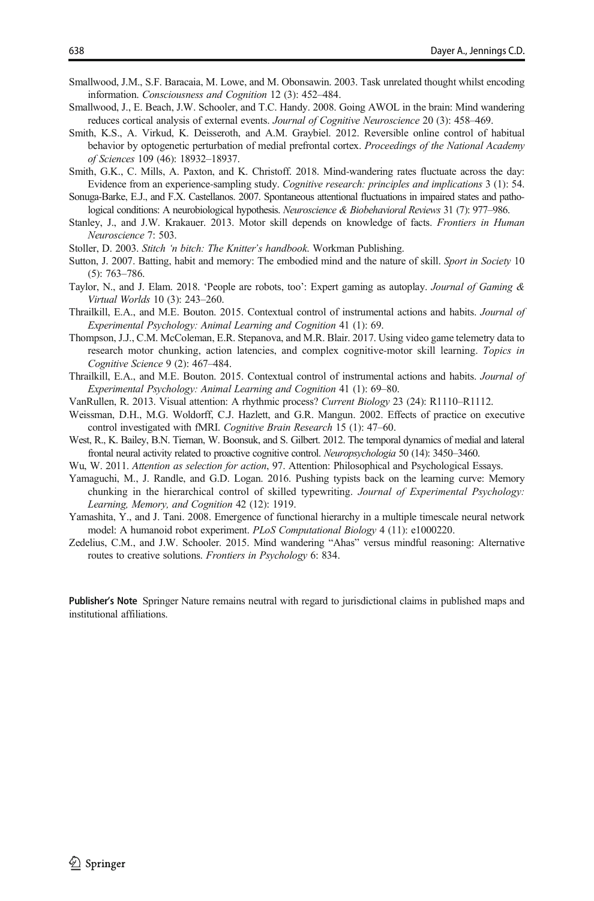Smallwood, J.M., S.F. Baracaia, M. Lowe, and M. Obonsawin. 2003. Task unrelated thought whilst encoding information. *Consciousness and Cognition* 12 (3): 452–484.

Smallwood, J., E. Beach, J.W. Schooler, and T.C. Handy. 2008. Going AWOL in the brain: Mind wandering reduces cortical analysis of external events. *Journal of Cognitive Neuroscience* 20 (3): 458–469.

Smith, K.S., A. Virkud, K. Deisseroth, and A.M. Graybiel. 2012. Reversible online control of habitual behavior by optogenetic perturbation of medial prefrontal cortex. *Proceedings of the National Academy of Sciences* 109 (46): 18932–18937.

Smith, G.K., C. Mills, A. Paxton, and K. Christoff. 2018. Mind-wandering rates fluctuate across the day: Evidence from an experience-sampling study. *Cognitive research: principles and implications* 3 (1): 54.

Sonuga-Barke, E.J., and F.X. Castellanos. 2007. Spontaneous attentional fluctuations in impaired states and pathological conditions: A neurobiological hypothesis. *Neuroscience & Biobehavioral Reviews* 31 (7): 977–986.

Stanley, J., and J.W. Krakauer. 2013. Motor skill depends on knowledge of facts. *Frontiers in Human Neuroscience* 7: 503.

Stoller, D. 2003. *Stitch 'n bitch: The Knitter's handbook*. Workman Publishing.

Sutton, J. 2007. Batting, habit and memory: The embodied mind and the nature of skill. *Sport in Society* 10 (5): 763–786.

Taylor, N., and J. Elam. 2018. 'People are robots, too': Expert gaming as autoplay. *Journal of Gaming & Virtual Worlds* 10 (3): 243–260.

Thrailkill, E.A., and M.E. Bouton. 2015. Contextual control of instrumental actions and habits. *Journal of Experimental Psychology: Animal Learning and Cognition* 41 (1): 69.

Thompson, J.J., C.M. McColeman, E.R. Stepanova, and M.R. Blair. 2017. Using video game telemetry data to research motor chunking, action latencies, and complex cognitive-motor skill learning. *Topics in Cognitive Science* 9 (2): 467–484.

Thrailkill, E.A., and M.E. Bouton. 2015. Contextual control of instrumental actions and habits. *Journal of Experimental Psychology: Animal Learning and Cognition* 41 (1): 69–80.

VanRullen, R. 2013. Visual attention: A rhythmic process? *Current Biology* 23 (24): R1110–R1112.

Weissman, D.H., M.G. Woldorff, C.J. Hazlett, and G.R. Mangun. 2002. Effects of practice on executive control investigated with fMRI. *Cognitive Brain Research* 15 (1): 47–60.

West, R., K. Bailey, B.N. Tiernan, W. Boonsuk, and S. Gilbert. 2012. The temporal dynamics of medial and lateral frontal neural activity related to proactive cognitive control. *Neuropsychologia* 50 (14): 3450–3460.

Wu, W. 2011. *Attention as selection for action*, 97. Attention: Philosophical and Psychological Essays.

Yamaguchi, M., J. Randle, and G.D. Logan. 2016. Pushing typists back on the learning curve: Memory chunking in the hierarchical control of skilled typewriting. *Journal of Experimental Psychology: Learning, Memory, and Cognition* 42 (12): 1919.

Yamashita, Y., and J. Tani. 2008. Emergence of functional hierarchy in a multiple timescale neural network model: A humanoid robot experiment. *PLoS Computational Biology* 4 (11): e1000220.

Zedelius, C.M., and J.W. Schooler. 2015. Mind wandering "Ahas" versus mindful reasoning: Alternative routes to creative solutions. *Frontiers in Psychology* 6: 834.

**Publisher's Note** Springer Nature remains neutral with regard to jurisdictional claims in published maps and institutional affiliations.